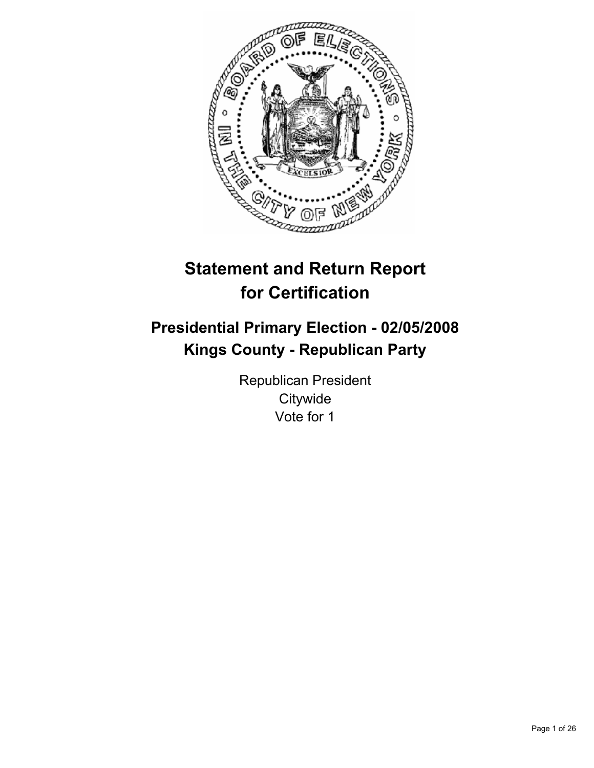# Statement and Return Report for Certification

## Presidential Primary Election - 02/05/2008
## Kings County - Republican Party

Republican President
Citywide
Vote for 1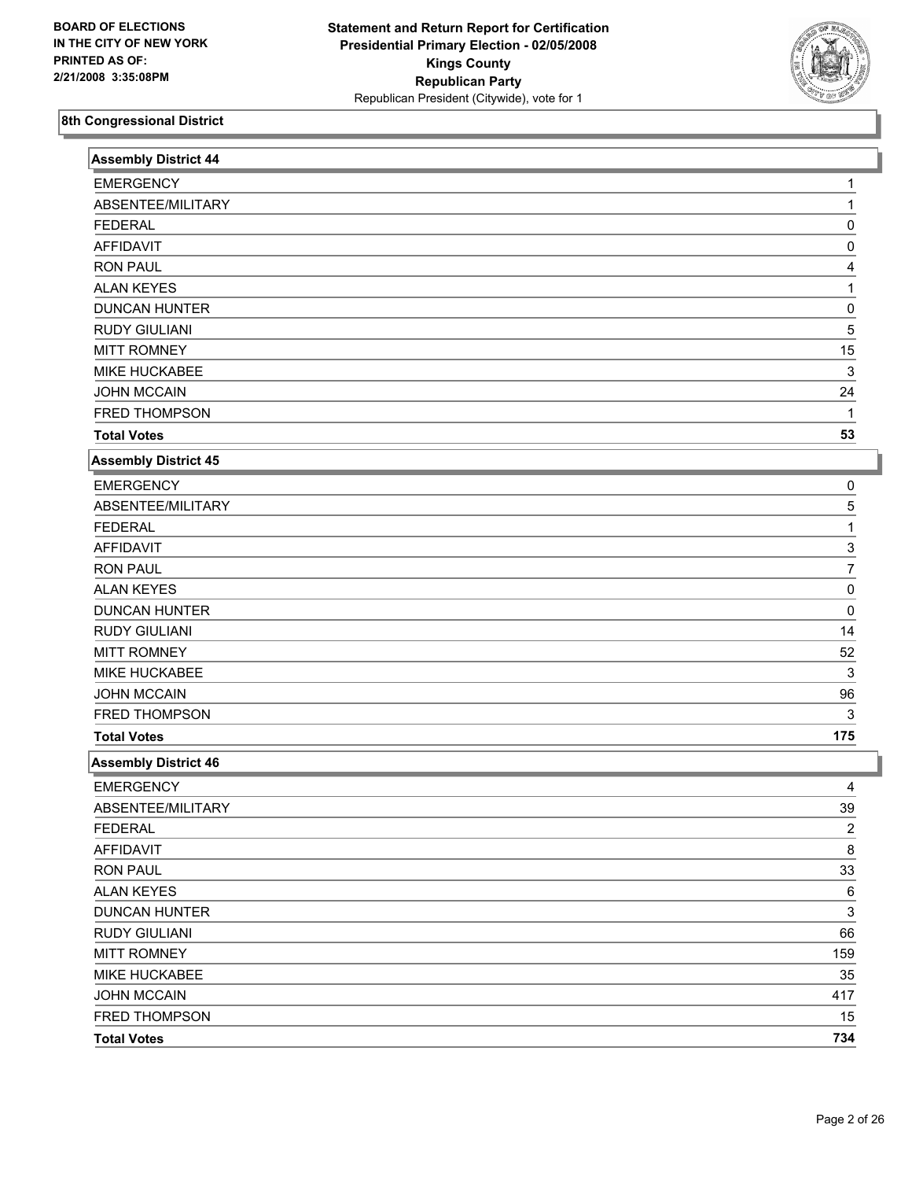BOARD OF ELECTIONS
IN THE CITY OF NEW YORK
PRINTED AS OF:
2/21/2008 3:35:08PM

**Statement and Return Report for Certification**
**Presidential Primary Election - 02/05/2008**
**Kings County**
**Republican Party**
Republican President (Citywide), vote for 1

## 8th Congressional District

### Assembly District 44

| | |
|---|---|
| EMERGENCY | 1 |
| ABSENTEE/MILITARY | 1 |
| FEDERAL | 0 |
| AFFIDAVIT | 0 |
| RON PAUL | 4 |
| ALAN KEYES | 1 |
| DUNCAN HUNTER | 0 |
| RUDY GIULIANI | 5 |
| MITT ROMNEY | 15 |
| MIKE HUCKABEE | 3 |
| JOHN MCCAIN | 24 |
| FRED THOMPSON | 1 |
| **Total Votes** | **53** |

### Assembly District 45

| | |
|---|---|
| EMERGENCY | 0 |
| ABSENTEE/MILITARY | 5 |
| FEDERAL | 1 |
| AFFIDAVIT | 3 |
| RON PAUL | 7 |
| ALAN KEYES | 0 |
| DUNCAN HUNTER | 0 |
| RUDY GIULIANI | 14 |
| MITT ROMNEY | 52 |
| MIKE HUCKABEE | 3 |
| JOHN MCCAIN | 96 |
| FRED THOMPSON | 3 |
| **Total Votes** | **175** |

### Assembly District 46

| | |
|---|---|
| EMERGENCY | 4 |
| ABSENTEE/MILITARY | 39 |
| FEDERAL | 2 |
| AFFIDAVIT | 8 |
| RON PAUL | 33 |
| ALAN KEYES | 6 |
| DUNCAN HUNTER | 3 |
| RUDY GIULIANI | 66 |
| MITT ROMNEY | 159 |
| MIKE HUCKABEE | 35 |
| JOHN MCCAIN | 417 |
| FRED THOMPSON | 15 |
| **Total Votes** | **734** |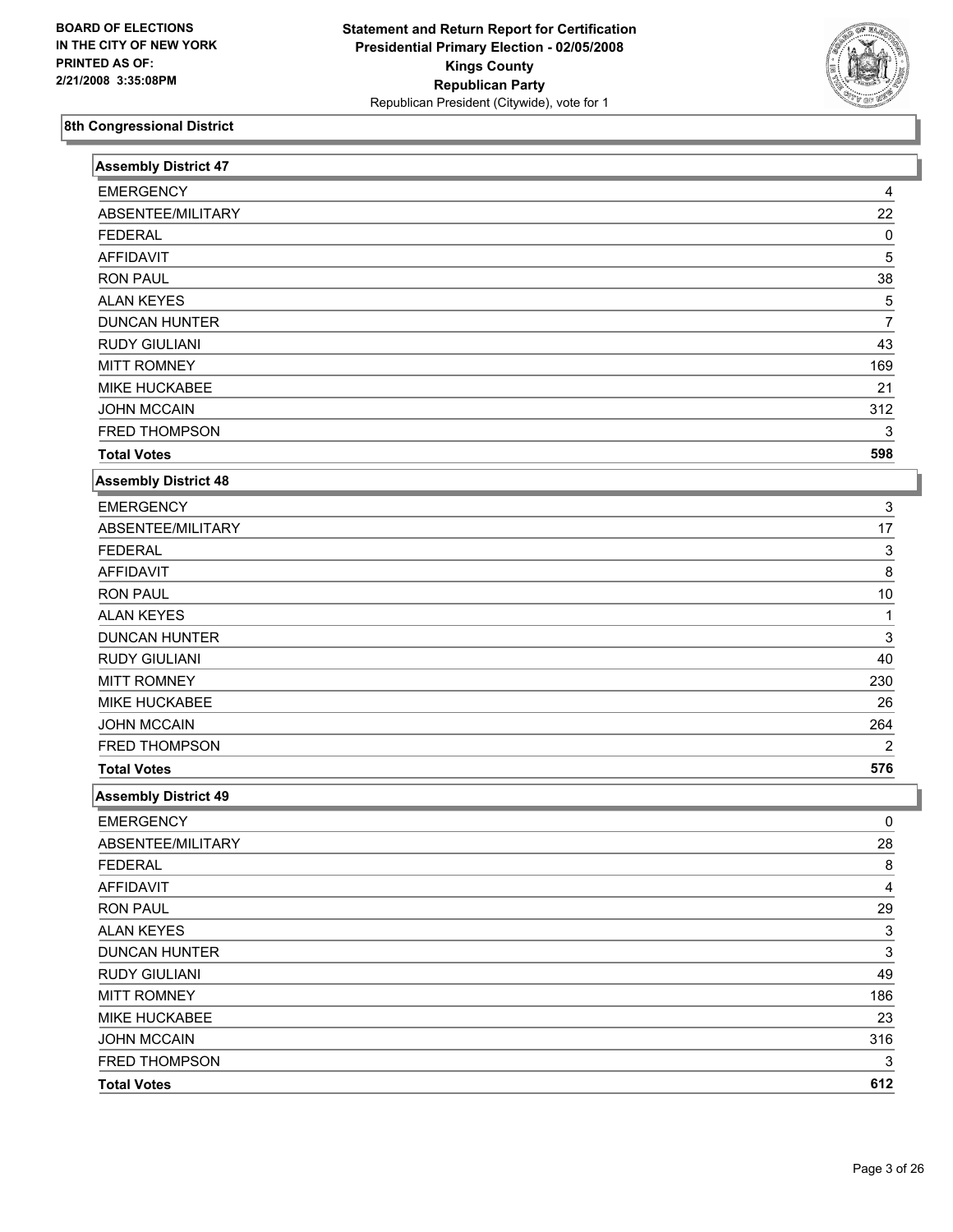**BOARD OF ELECTIONS IN THE CITY OF NEW YORK PRINTED AS OF: 2/21/2008 3:35:08PM**

**Statement and Return Report for Certification**
**Presidential Primary Election - 02/05/2008**
**Kings County**
**Republican Party**
Republican President (Citywide), vote for 1

## 8th Congressional District

### Assembly District 47

| | |
|---|---|
| EMERGENCY | 4 |
| ABSENTEE/MILITARY | 22 |
| FEDERAL | 0 |
| AFFIDAVIT | 5 |
| RON PAUL | 38 |
| ALAN KEYES | 5 |
| DUNCAN HUNTER | 7 |
| RUDY GIULIANI | 43 |
| MITT ROMNEY | 169 |
| MIKE HUCKABEE | 21 |
| JOHN MCCAIN | 312 |
| FRED THOMPSON | 3 |
| **Total Votes** | **598** |

### Assembly District 48

| | |
|---|---|
| EMERGENCY | 3 |
| ABSENTEE/MILITARY | 17 |
| FEDERAL | 3 |
| AFFIDAVIT | 8 |
| RON PAUL | 10 |
| ALAN KEYES | 1 |
| DUNCAN HUNTER | 3 |
| RUDY GIULIANI | 40 |
| MITT ROMNEY | 230 |
| MIKE HUCKABEE | 26 |
| JOHN MCCAIN | 264 |
| FRED THOMPSON | 2 |
| **Total Votes** | **576** |

### Assembly District 49

| | |
|---|---|
| EMERGENCY | 0 |
| ABSENTEE/MILITARY | 28 |
| FEDERAL | 8 |
| AFFIDAVIT | 4 |
| RON PAUL | 29 |
| ALAN KEYES | 3 |
| DUNCAN HUNTER | 3 |
| RUDY GIULIANI | 49 |
| MITT ROMNEY | 186 |
| MIKE HUCKABEE | 23 |
| JOHN MCCAIN | 316 |
| FRED THOMPSON | 3 |
| **Total Votes** | **612** |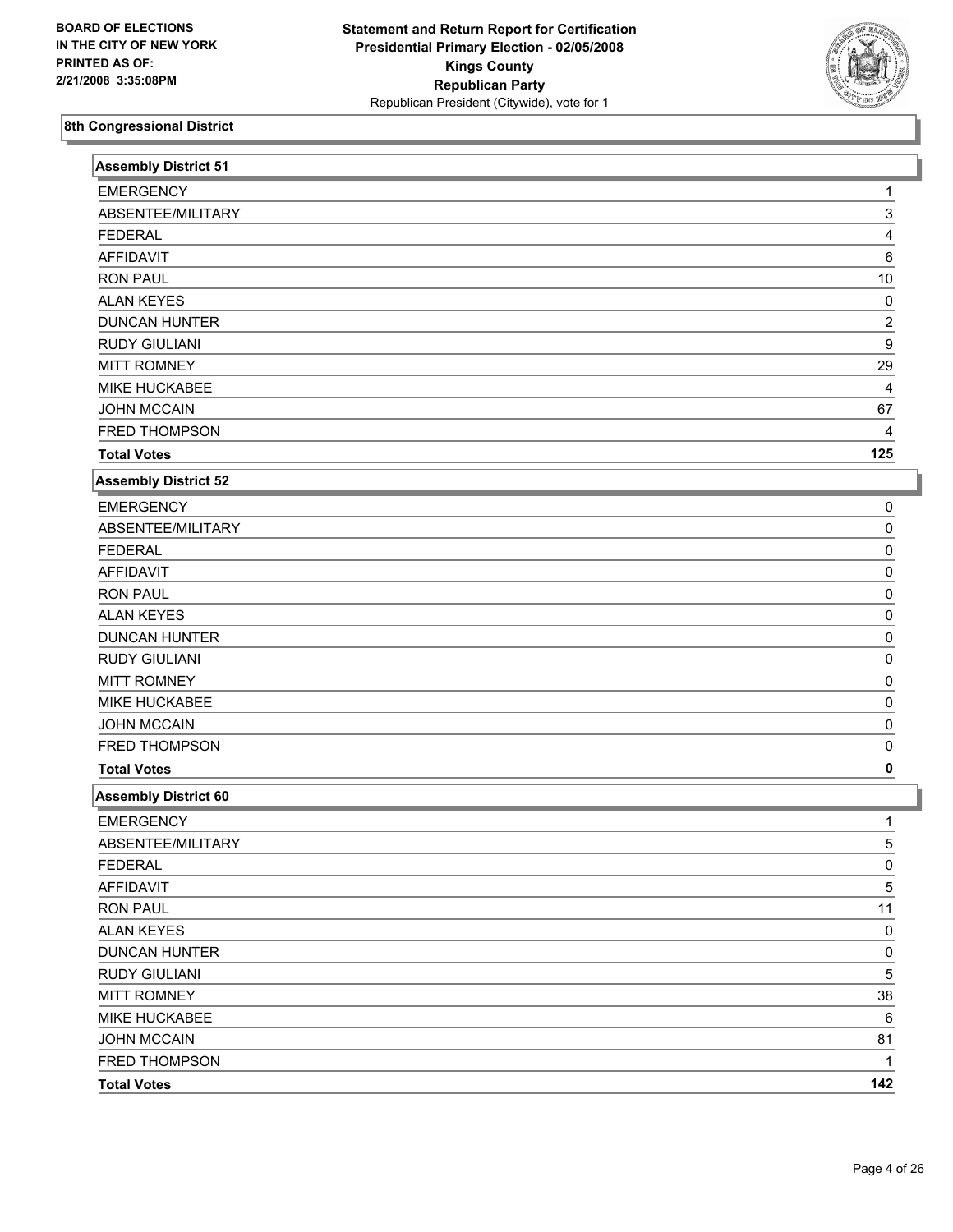**BOARD OF ELECTIONS IN THE CITY OF NEW YORK PRINTED AS OF: 2/21/2008 3:35:08PM**

**Statement and Return Report for Certification**
**Presidential Primary Election - 02/05/2008**
**Kings County**
**Republican Party**
Republican President (Citywide), vote for 1

## 8th Congressional District

| Assembly District 51 | |
|---|---|
| EMERGENCY | 1 |
| ABSENTEE/MILITARY | 3 |
| FEDERAL | 4 |
| AFFIDAVIT | 6 |
| RON PAUL | 10 |
| ALAN KEYES | 0 |
| DUNCAN HUNTER | 2 |
| RUDY GIULIANI | 9 |
| MITT ROMNEY | 29 |
| MIKE HUCKABEE | 4 |
| JOHN MCCAIN | 67 |
| FRED THOMPSON | 4 |
| **Total Votes** | **125** |

| Assembly District 52 | |
|---|---|
| EMERGENCY | 0 |
| ABSENTEE/MILITARY | 0 |
| FEDERAL | 0 |
| AFFIDAVIT | 0 |
| RON PAUL | 0 |
| ALAN KEYES | 0 |
| DUNCAN HUNTER | 0 |
| RUDY GIULIANI | 0 |
| MITT ROMNEY | 0 |
| MIKE HUCKABEE | 0 |
| JOHN MCCAIN | 0 |
| FRED THOMPSON | 0 |
| **Total Votes** | **0** |

| Assembly District 60 | |
|---|---|
| EMERGENCY | 1 |
| ABSENTEE/MILITARY | 5 |
| FEDERAL | 0 |
| AFFIDAVIT | 5 |
| RON PAUL | 11 |
| ALAN KEYES | 0 |
| DUNCAN HUNTER | 0 |
| RUDY GIULIANI | 5 |
| MITT ROMNEY | 38 |
| MIKE HUCKABEE | 6 |
| JOHN MCCAIN | 81 |
| FRED THOMPSON | 1 |
| **Total Votes** | **142** |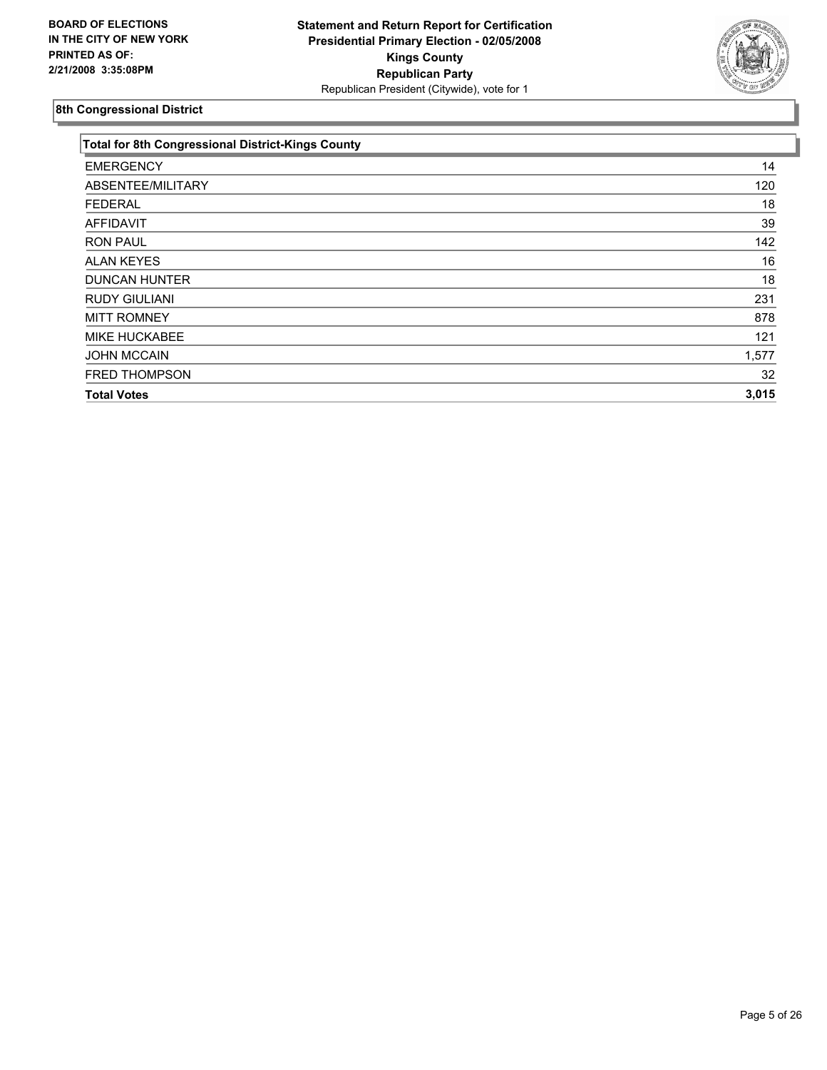**BOARD OF ELECTIONS IN THE CITY OF NEW YORK PRINTED AS OF: 2/21/2008 3:35:08PM**

**Statement and Return Report for Certification**
**Presidential Primary Election - 02/05/2008**
**Kings County**
**Republican Party**
Republican President (Citywide), vote for 1

## 8th Congressional District

| Total for 8th Congressional District-Kings County | |
|---|---|
| EMERGENCY | 14 |
| ABSENTEE/MILITARY | 120 |
| FEDERAL | 18 |
| AFFIDAVIT | 39 |
| RON PAUL | 142 |
| ALAN KEYES | 16 |
| DUNCAN HUNTER | 18 |
| RUDY GIULIANI | 231 |
| MITT ROMNEY | 878 |
| MIKE HUCKABEE | 121 |
| JOHN MCCAIN | 1,577 |
| FRED THOMPSON | 32 |
| **Total Votes** | **3,015** |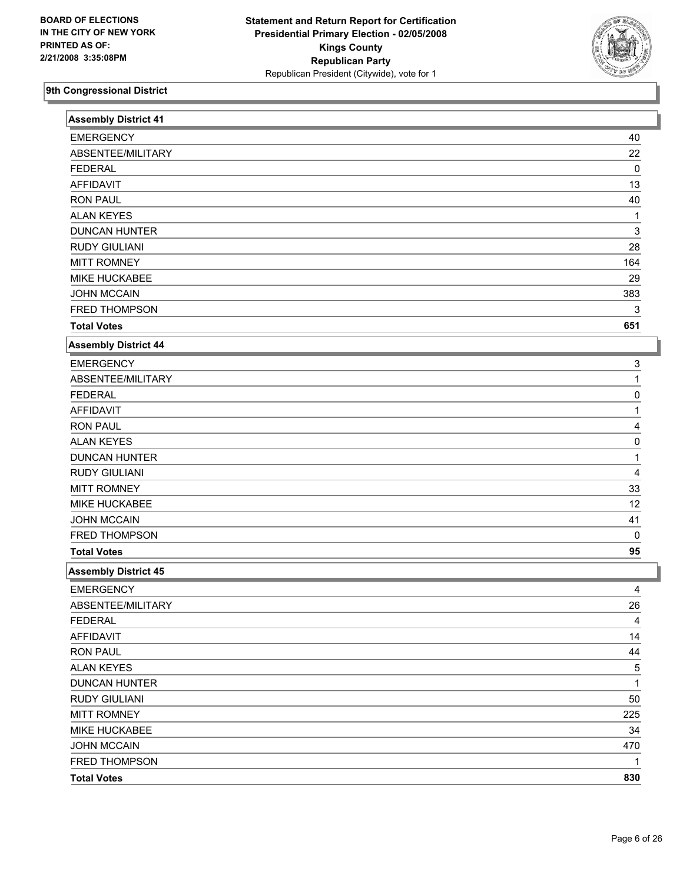BOARD OF ELECTIONS
IN THE CITY OF NEW YORK
PRINTED AS OF:
2/21/2008 3:35:08PM

**Statement and Return Report for Certification**
**Presidential Primary Election - 02/05/2008**
**Kings County**
**Republican Party**
Republican President (Citywide), vote for 1

## 9th Congressional District

### Assembly District 41

| | |
|---|---|
| EMERGENCY | 40 |
| ABSENTEE/MILITARY | 22 |
| FEDERAL | 0 |
| AFFIDAVIT | 13 |
| RON PAUL | 40 |
| ALAN KEYES | 1 |
| DUNCAN HUNTER | 3 |
| RUDY GIULIANI | 28 |
| MITT ROMNEY | 164 |
| MIKE HUCKABEE | 29 |
| JOHN MCCAIN | 383 |
| FRED THOMPSON | 3 |
| **Total Votes** | **651** |

### Assembly District 44

| | |
|---|---|
| EMERGENCY | 3 |
| ABSENTEE/MILITARY | 1 |
| FEDERAL | 0 |
| AFFIDAVIT | 1 |
| RON PAUL | 4 |
| ALAN KEYES | 0 |
| DUNCAN HUNTER | 1 |
| RUDY GIULIANI | 4 |
| MITT ROMNEY | 33 |
| MIKE HUCKABEE | 12 |
| JOHN MCCAIN | 41 |
| FRED THOMPSON | 0 |
| **Total Votes** | **95** |

### Assembly District 45

| | |
|---|---|
| EMERGENCY | 4 |
| ABSENTEE/MILITARY | 26 |
| FEDERAL | 4 |
| AFFIDAVIT | 14 |
| RON PAUL | 44 |
| ALAN KEYES | 5 |
| DUNCAN HUNTER | 1 |
| RUDY GIULIANI | 50 |
| MITT ROMNEY | 225 |
| MIKE HUCKABEE | 34 |
| JOHN MCCAIN | 470 |
| FRED THOMPSON | 1 |
| **Total Votes** | **830** |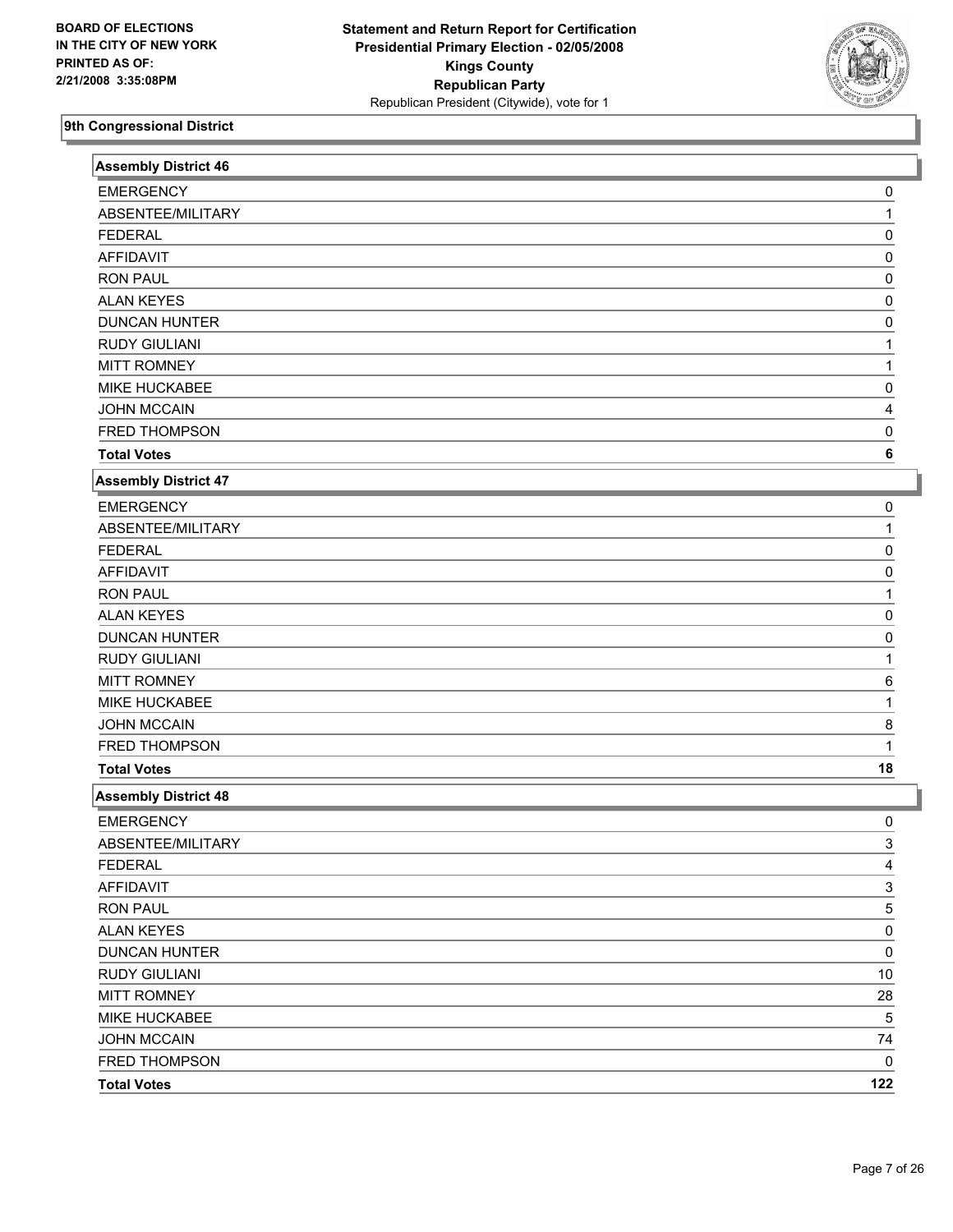BOARD OF ELECTIONS
IN THE CITY OF NEW YORK
PRINTED AS OF:
2/21/2008 3:35:08PM

**Statement and Return Report for Certification**
**Presidential Primary Election - 02/05/2008**
**Kings County**
**Republican Party**
Republican President (Citywide), vote for 1

## 9th Congressional District

### Assembly District 46

| | |
|---|---|
| EMERGENCY | 0 |
| ABSENTEE/MILITARY | 1 |
| FEDERAL | 0 |
| AFFIDAVIT | 0 |
| RON PAUL | 0 |
| ALAN KEYES | 0 |
| DUNCAN HUNTER | 0 |
| RUDY GIULIANI | 1 |
| MITT ROMNEY | 1 |
| MIKE HUCKABEE | 0 |
| JOHN MCCAIN | 4 |
| FRED THOMPSON | 0 |
| **Total Votes** | **6** |

### Assembly District 47

| | |
|---|---|
| EMERGENCY | 0 |
| ABSENTEE/MILITARY | 1 |
| FEDERAL | 0 |
| AFFIDAVIT | 0 |
| RON PAUL | 1 |
| ALAN KEYES | 0 |
| DUNCAN HUNTER | 0 |
| RUDY GIULIANI | 1 |
| MITT ROMNEY | 6 |
| MIKE HUCKABEE | 1 |
| JOHN MCCAIN | 8 |
| FRED THOMPSON | 1 |
| **Total Votes** | **18** |

### Assembly District 48

| | |
|---|---|
| EMERGENCY | 0 |
| ABSENTEE/MILITARY | 3 |
| FEDERAL | 4 |
| AFFIDAVIT | 3 |
| RON PAUL | 5 |
| ALAN KEYES | 0 |
| DUNCAN HUNTER | 0 |
| RUDY GIULIANI | 10 |
| MITT ROMNEY | 28 |
| MIKE HUCKABEE | 5 |
| JOHN MCCAIN | 74 |
| FRED THOMPSON | 0 |
| **Total Votes** | **122** |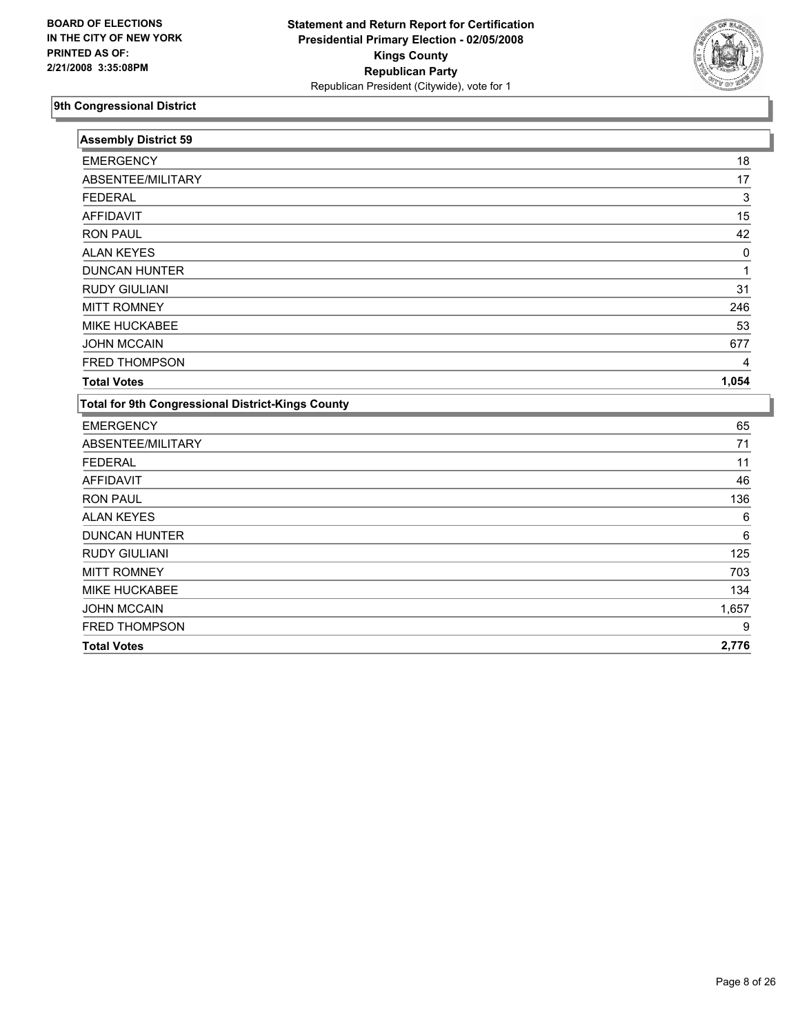**BOARD OF ELECTIONS IN THE CITY OF NEW YORK PRINTED AS OF: 2/21/2008 3:35:08PM**

**Statement and Return Report for Certification**
**Presidential Primary Election - 02/05/2008**
**Kings County**
**Republican Party**
Republican President (Citywide), vote for 1

## 9th Congressional District

| Assembly District 59 | |
|---|---|
| EMERGENCY | 18 |
| ABSENTEE/MILITARY | 17 |
| FEDERAL | 3 |
| AFFIDAVIT | 15 |
| RON PAUL | 42 |
| ALAN KEYES | 0 |
| DUNCAN HUNTER | 1 |
| RUDY GIULIANI | 31 |
| MITT ROMNEY | 246 |
| MIKE HUCKABEE | 53 |
| JOHN MCCAIN | 677 |
| FRED THOMPSON | 4 |
| **Total Votes** | **1,054** |

| Total for 9th Congressional District-Kings County | |
|---|---|
| EMERGENCY | 65 |
| ABSENTEE/MILITARY | 71 |
| FEDERAL | 11 |
| AFFIDAVIT | 46 |
| RON PAUL | 136 |
| ALAN KEYES | 6 |
| DUNCAN HUNTER | 6 |
| RUDY GIULIANI | 125 |
| MITT ROMNEY | 703 |
| MIKE HUCKABEE | 134 |
| JOHN MCCAIN | 1,657 |
| FRED THOMPSON | 9 |
| **Total Votes** | **2,776** |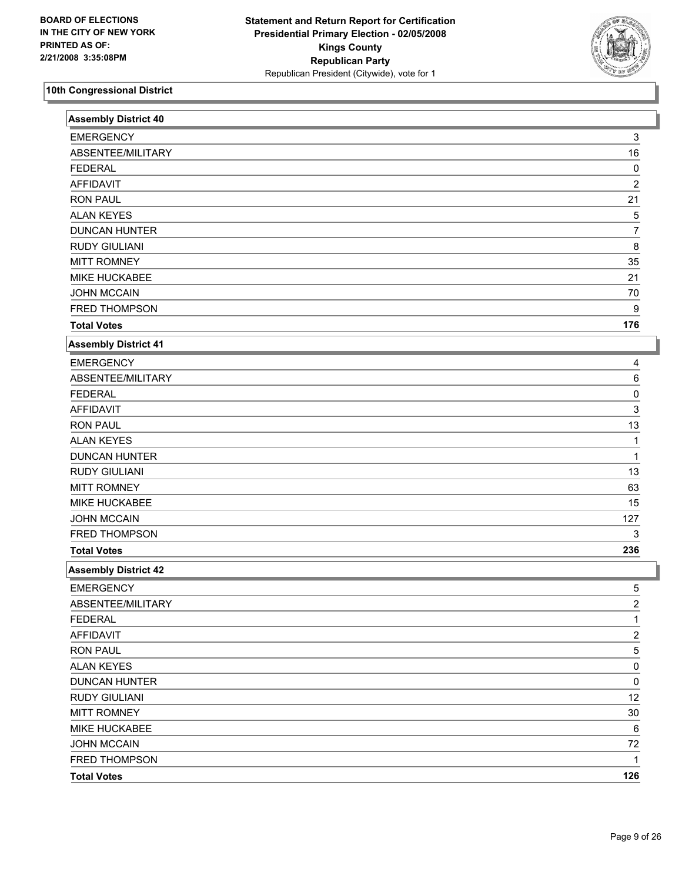BOARD OF ELECTIONS
IN THE CITY OF NEW YORK
PRINTED AS OF:
2/21/2008 3:35:08PM

**Statement and Return Report for Certification**
**Presidential Primary Election - 02/05/2008**
**Kings County**
**Republican Party**
Republican President (Citywide), vote for 1

## 10th Congressional District

### Assembly District 40

| | |
|---|---|
| EMERGENCY | 3 |
| ABSENTEE/MILITARY | 16 |
| FEDERAL | 0 |
| AFFIDAVIT | 2 |
| RON PAUL | 21 |
| ALAN KEYES | 5 |
| DUNCAN HUNTER | 7 |
| RUDY GIULIANI | 8 |
| MITT ROMNEY | 35 |
| MIKE HUCKABEE | 21 |
| JOHN MCCAIN | 70 |
| FRED THOMPSON | 9 |
| **Total Votes** | **176** |

### Assembly District 41

| | |
|---|---|
| EMERGENCY | 4 |
| ABSENTEE/MILITARY | 6 |
| FEDERAL | 0 |
| AFFIDAVIT | 3 |
| RON PAUL | 13 |
| ALAN KEYES | 1 |
| DUNCAN HUNTER | 1 |
| RUDY GIULIANI | 13 |
| MITT ROMNEY | 63 |
| MIKE HUCKABEE | 15 |
| JOHN MCCAIN | 127 |
| FRED THOMPSON | 3 |
| **Total Votes** | **236** |

### Assembly District 42

| | |
|---|---|
| EMERGENCY | 5 |
| ABSENTEE/MILITARY | 2 |
| FEDERAL | 1 |
| AFFIDAVIT | 2 |
| RON PAUL | 5 |
| ALAN KEYES | 0 |
| DUNCAN HUNTER | 0 |
| RUDY GIULIANI | 12 |
| MITT ROMNEY | 30 |
| MIKE HUCKABEE | 6 |
| JOHN MCCAIN | 72 |
| FRED THOMPSON | 1 |
| **Total Votes** | **126** |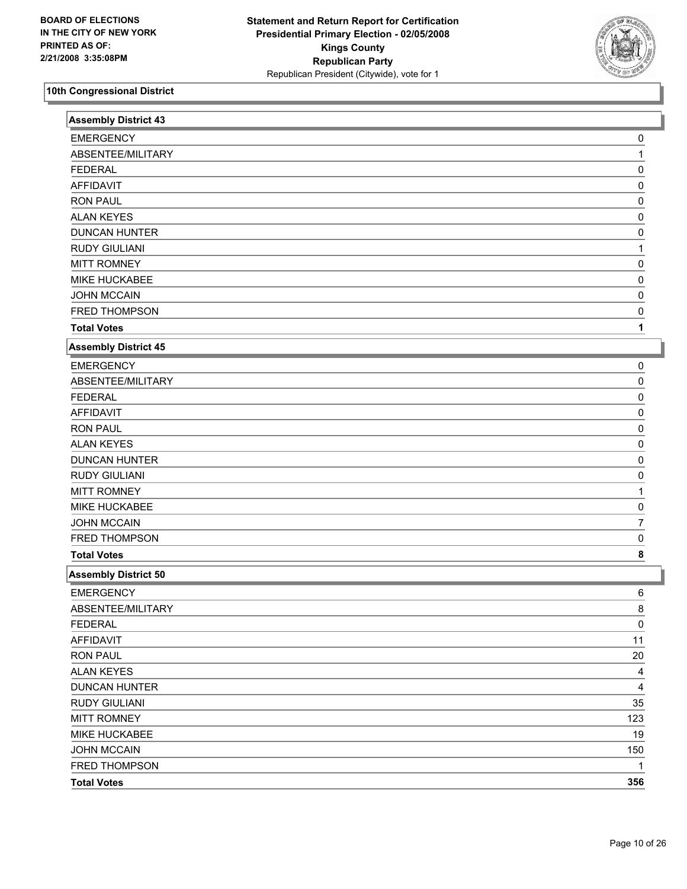BOARD OF ELECTIONS
IN THE CITY OF NEW YORK
PRINTED AS OF:
2/21/2008 3:35:08PM

**Statement and Return Report for Certification**
**Presidential Primary Election - 02/05/2008**
**Kings County**
**Republican Party**
Republican President (Citywide), vote for 1

## 10th Congressional District

### Assembly District 43

| | |
|---|---|
| EMERGENCY | 0 |
| ABSENTEE/MILITARY | 1 |
| FEDERAL | 0 |
| AFFIDAVIT | 0 |
| RON PAUL | 0 |
| ALAN KEYES | 0 |
| DUNCAN HUNTER | 0 |
| RUDY GIULIANI | 1 |
| MITT ROMNEY | 0 |
| MIKE HUCKABEE | 0 |
| JOHN MCCAIN | 0 |
| FRED THOMPSON | 0 |
| **Total Votes** | **1** |

### Assembly District 45

| | |
|---|---|
| EMERGENCY | 0 |
| ABSENTEE/MILITARY | 0 |
| FEDERAL | 0 |
| AFFIDAVIT | 0 |
| RON PAUL | 0 |
| ALAN KEYES | 0 |
| DUNCAN HUNTER | 0 |
| RUDY GIULIANI | 0 |
| MITT ROMNEY | 1 |
| MIKE HUCKABEE | 0 |
| JOHN MCCAIN | 7 |
| FRED THOMPSON | 0 |
| **Total Votes** | **8** |

### Assembly District 50

| | |
|---|---|
| EMERGENCY | 6 |
| ABSENTEE/MILITARY | 8 |
| FEDERAL | 0 |
| AFFIDAVIT | 11 |
| RON PAUL | 20 |
| ALAN KEYES | 4 |
| DUNCAN HUNTER | 4 |
| RUDY GIULIANI | 35 |
| MITT ROMNEY | 123 |
| MIKE HUCKABEE | 19 |
| JOHN MCCAIN | 150 |
| FRED THOMPSON | 1 |
| **Total Votes** | **356** |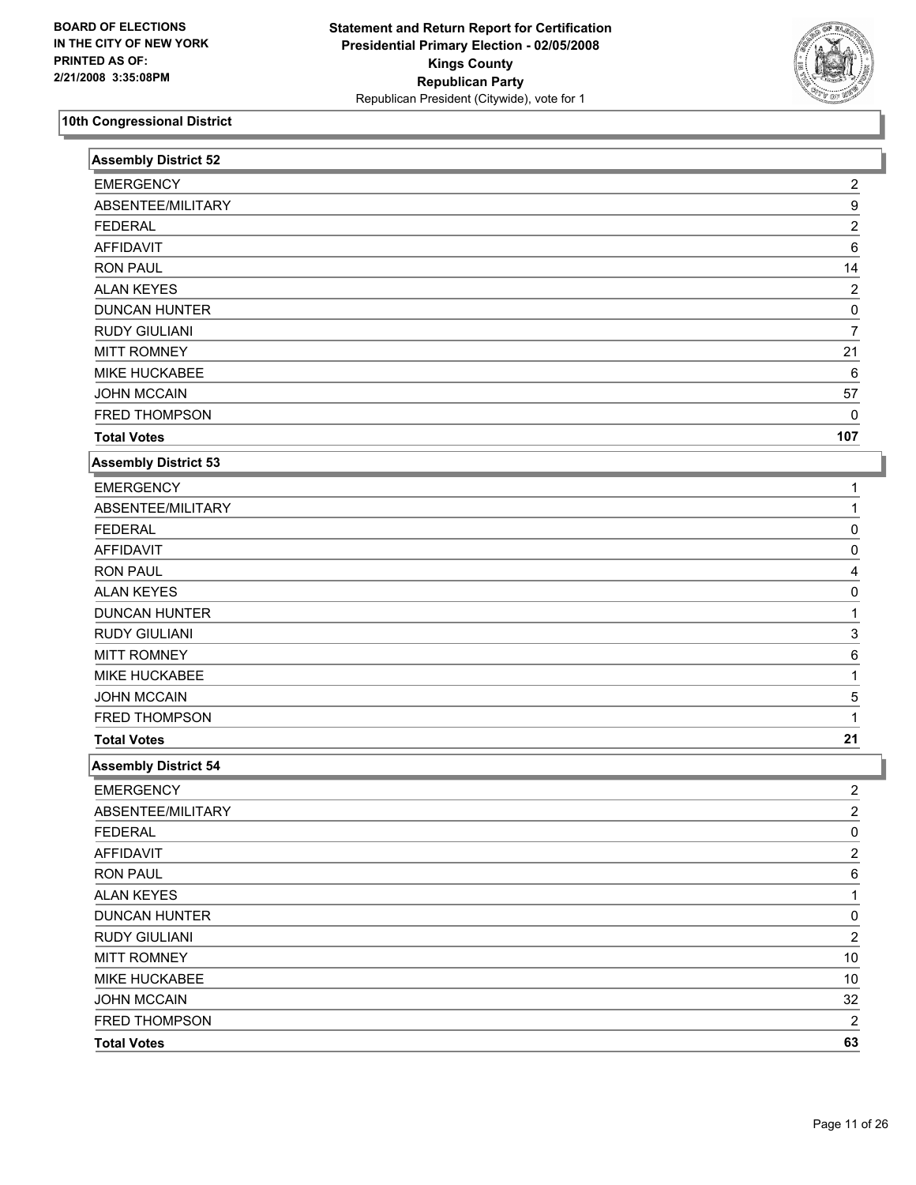BOARD OF ELECTIONS
IN THE CITY OF NEW YORK
PRINTED AS OF:
2/21/2008 3:35:08PM

**Statement and Return Report for Certification**
**Presidential Primary Election - 02/05/2008**
**Kings County**
**Republican Party**
Republican President (Citywide), vote for 1

## 10th Congressional District

### Assembly District 52

| | |
|---|---|
| EMERGENCY | 2 |
| ABSENTEE/MILITARY | 9 |
| FEDERAL | 2 |
| AFFIDAVIT | 6 |
| RON PAUL | 14 |
| ALAN KEYES | 2 |
| DUNCAN HUNTER | 0 |
| RUDY GIULIANI | 7 |
| MITT ROMNEY | 21 |
| MIKE HUCKABEE | 6 |
| JOHN MCCAIN | 57 |
| FRED THOMPSON | 0 |
| **Total Votes** | **107** |

### Assembly District 53

| | |
|---|---|
| EMERGENCY | 1 |
| ABSENTEE/MILITARY | 1 |
| FEDERAL | 0 |
| AFFIDAVIT | 0 |
| RON PAUL | 4 |
| ALAN KEYES | 0 |
| DUNCAN HUNTER | 1 |
| RUDY GIULIANI | 3 |
| MITT ROMNEY | 6 |
| MIKE HUCKABEE | 1 |
| JOHN MCCAIN | 5 |
| FRED THOMPSON | 1 |
| **Total Votes** | **21** |

### Assembly District 54

| | |
|---|---|
| EMERGENCY | 2 |
| ABSENTEE/MILITARY | 2 |
| FEDERAL | 0 |
| AFFIDAVIT | 2 |
| RON PAUL | 6 |
| ALAN KEYES | 1 |
| DUNCAN HUNTER | 0 |
| RUDY GIULIANI | 2 |
| MITT ROMNEY | 10 |
| MIKE HUCKABEE | 10 |
| JOHN MCCAIN | 32 |
| FRED THOMPSON | 2 |
| **Total Votes** | **63** |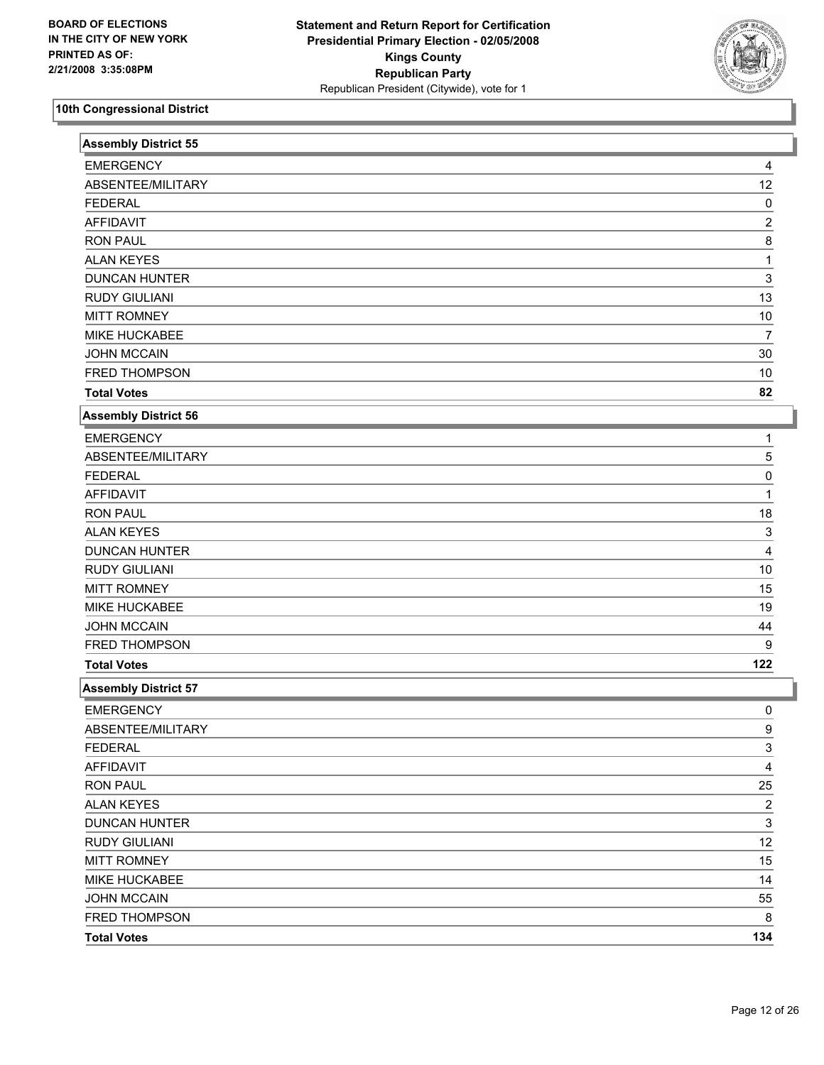BOARD OF ELECTIONS
IN THE CITY OF NEW YORK
PRINTED AS OF:
2/21/2008 3:35:08PM

**Statement and Return Report for Certification**
**Presidential Primary Election - 02/05/2008**
**Kings County**
**Republican Party**
Republican President (Citywide), vote for 1

## 10th Congressional District

### Assembly District 55

| | |
|---|---|
| EMERGENCY | 4 |
| ABSENTEE/MILITARY | 12 |
| FEDERAL | 0 |
| AFFIDAVIT | 2 |
| RON PAUL | 8 |
| ALAN KEYES | 1 |
| DUNCAN HUNTER | 3 |
| RUDY GIULIANI | 13 |
| MITT ROMNEY | 10 |
| MIKE HUCKABEE | 7 |
| JOHN MCCAIN | 30 |
| FRED THOMPSON | 10 |
| **Total Votes** | **82** |

### Assembly District 56

| | |
|---|---|
| EMERGENCY | 1 |
| ABSENTEE/MILITARY | 5 |
| FEDERAL | 0 |
| AFFIDAVIT | 1 |
| RON PAUL | 18 |
| ALAN KEYES | 3 |
| DUNCAN HUNTER | 4 |
| RUDY GIULIANI | 10 |
| MITT ROMNEY | 15 |
| MIKE HUCKABEE | 19 |
| JOHN MCCAIN | 44 |
| FRED THOMPSON | 9 |
| **Total Votes** | **122** |

### Assembly District 57

| | |
|---|---|
| EMERGENCY | 0 |
| ABSENTEE/MILITARY | 9 |
| FEDERAL | 3 |
| AFFIDAVIT | 4 |
| RON PAUL | 25 |
| ALAN KEYES | 2 |
| DUNCAN HUNTER | 3 |
| RUDY GIULIANI | 12 |
| MITT ROMNEY | 15 |
| MIKE HUCKABEE | 14 |
| JOHN MCCAIN | 55 |
| FRED THOMPSON | 8 |
| **Total Votes** | **134** |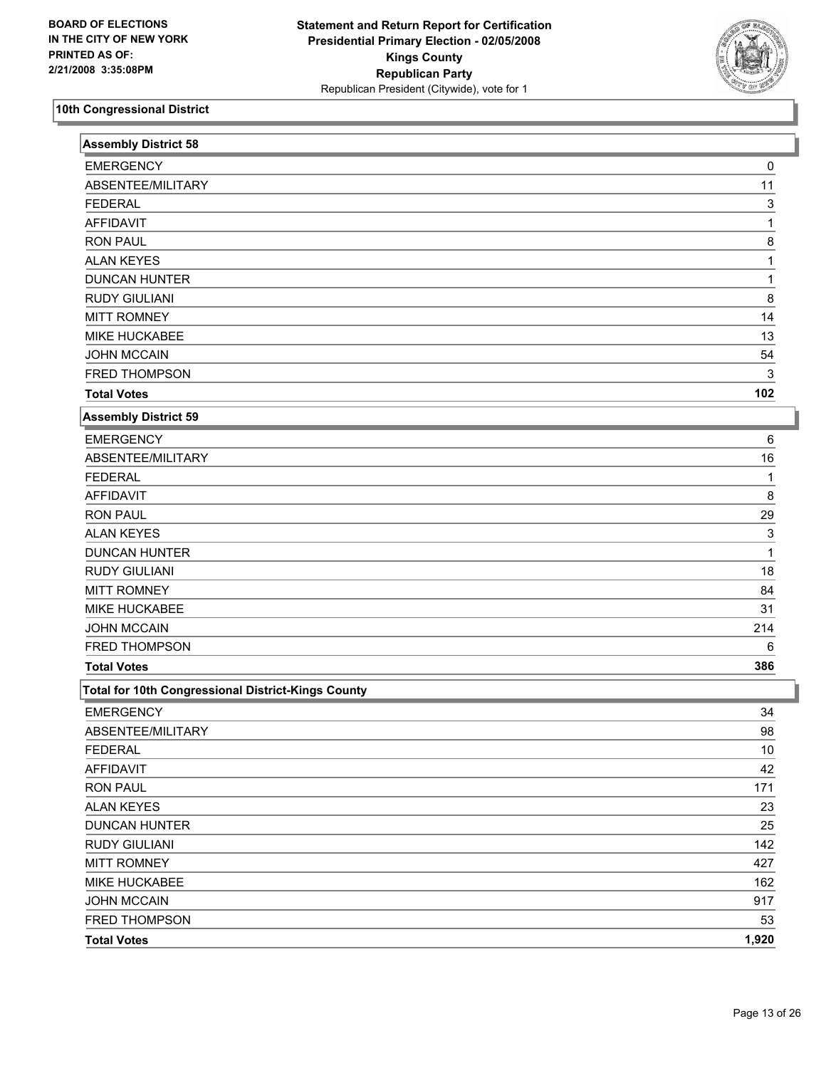BOARD OF ELECTIONS
IN THE CITY OF NEW YORK
PRINTED AS OF:
2/21/2008 3:35:08PM

**Statement and Return Report for Certification**
**Presidential Primary Election - 02/05/2008**
**Kings County**
**Republican Party**
Republican President (Citywide), vote for 1

## 10th Congressional District

### Assembly District 58

| | |
|---|---|
| EMERGENCY | 0 |
| ABSENTEE/MILITARY | 11 |
| FEDERAL | 3 |
| AFFIDAVIT | 1 |
| RON PAUL | 8 |
| ALAN KEYES | 1 |
| DUNCAN HUNTER | 1 |
| RUDY GIULIANI | 8 |
| MITT ROMNEY | 14 |
| MIKE HUCKABEE | 13 |
| JOHN MCCAIN | 54 |
| FRED THOMPSON | 3 |
| **Total Votes** | **102** |

### Assembly District 59

| | |
|---|---|
| EMERGENCY | 6 |
| ABSENTEE/MILITARY | 16 |
| FEDERAL | 1 |
| AFFIDAVIT | 8 |
| RON PAUL | 29 |
| ALAN KEYES | 3 |
| DUNCAN HUNTER | 1 |
| RUDY GIULIANI | 18 |
| MITT ROMNEY | 84 |
| MIKE HUCKABEE | 31 |
| JOHN MCCAIN | 214 |
| FRED THOMPSON | 6 |
| **Total Votes** | **386** |

### Total for 10th Congressional District-Kings County

| | |
|---|---|
| EMERGENCY | 34 |
| ABSENTEE/MILITARY | 98 |
| FEDERAL | 10 |
| AFFIDAVIT | 42 |
| RON PAUL | 171 |
| ALAN KEYES | 23 |
| DUNCAN HUNTER | 25 |
| RUDY GIULIANI | 142 |
| MITT ROMNEY | 427 |
| MIKE HUCKABEE | 162 |
| JOHN MCCAIN | 917 |
| FRED THOMPSON | 53 |
| **Total Votes** | **1,920** |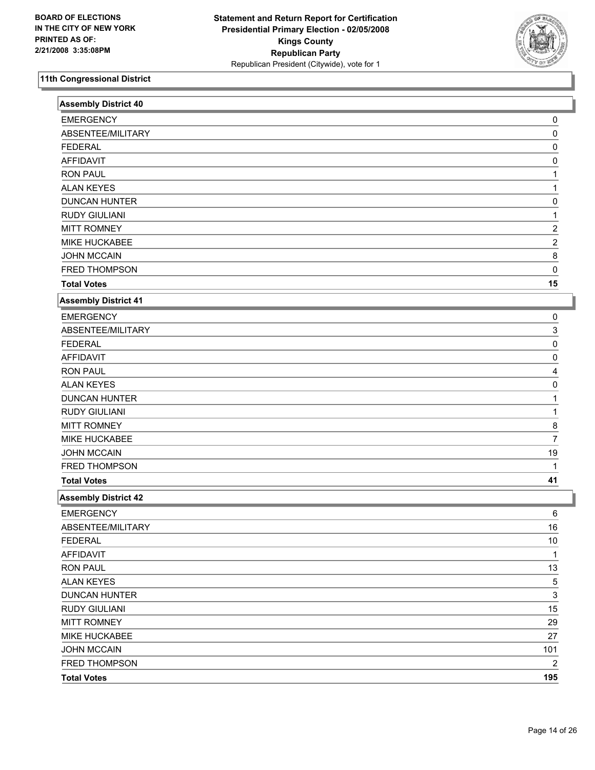BOARD OF ELECTIONS
IN THE CITY OF NEW YORK
PRINTED AS OF:
2/21/2008 3:35:08PM

**Statement and Return Report for Certification**
**Presidential Primary Election - 02/05/2008**
**Kings County**
**Republican Party**
Republican President (Citywide), vote for 1

## 11th Congressional District

### Assembly District 40

| | |
|---|---|
| EMERGENCY | 0 |
| ABSENTEE/MILITARY | 0 |
| FEDERAL | 0 |
| AFFIDAVIT | 0 |
| RON PAUL | 1 |
| ALAN KEYES | 1 |
| DUNCAN HUNTER | 0 |
| RUDY GIULIANI | 1 |
| MITT ROMNEY | 2 |
| MIKE HUCKABEE | 2 |
| JOHN MCCAIN | 8 |
| FRED THOMPSON | 0 |
| **Total Votes** | **15** |

### Assembly District 41

| | |
|---|---|
| EMERGENCY | 0 |
| ABSENTEE/MILITARY | 3 |
| FEDERAL | 0 |
| AFFIDAVIT | 0 |
| RON PAUL | 4 |
| ALAN KEYES | 0 |
| DUNCAN HUNTER | 1 |
| RUDY GIULIANI | 1 |
| MITT ROMNEY | 8 |
| MIKE HUCKABEE | 7 |
| JOHN MCCAIN | 19 |
| FRED THOMPSON | 1 |
| **Total Votes** | **41** |

### Assembly District 42

| | |
|---|---|
| EMERGENCY | 6 |
| ABSENTEE/MILITARY | 16 |
| FEDERAL | 10 |
| AFFIDAVIT | 1 |
| RON PAUL | 13 |
| ALAN KEYES | 5 |
| DUNCAN HUNTER | 3 |
| RUDY GIULIANI | 15 |
| MITT ROMNEY | 29 |
| MIKE HUCKABEE | 27 |
| JOHN MCCAIN | 101 |
| FRED THOMPSON | 2 |
| **Total Votes** | **195** |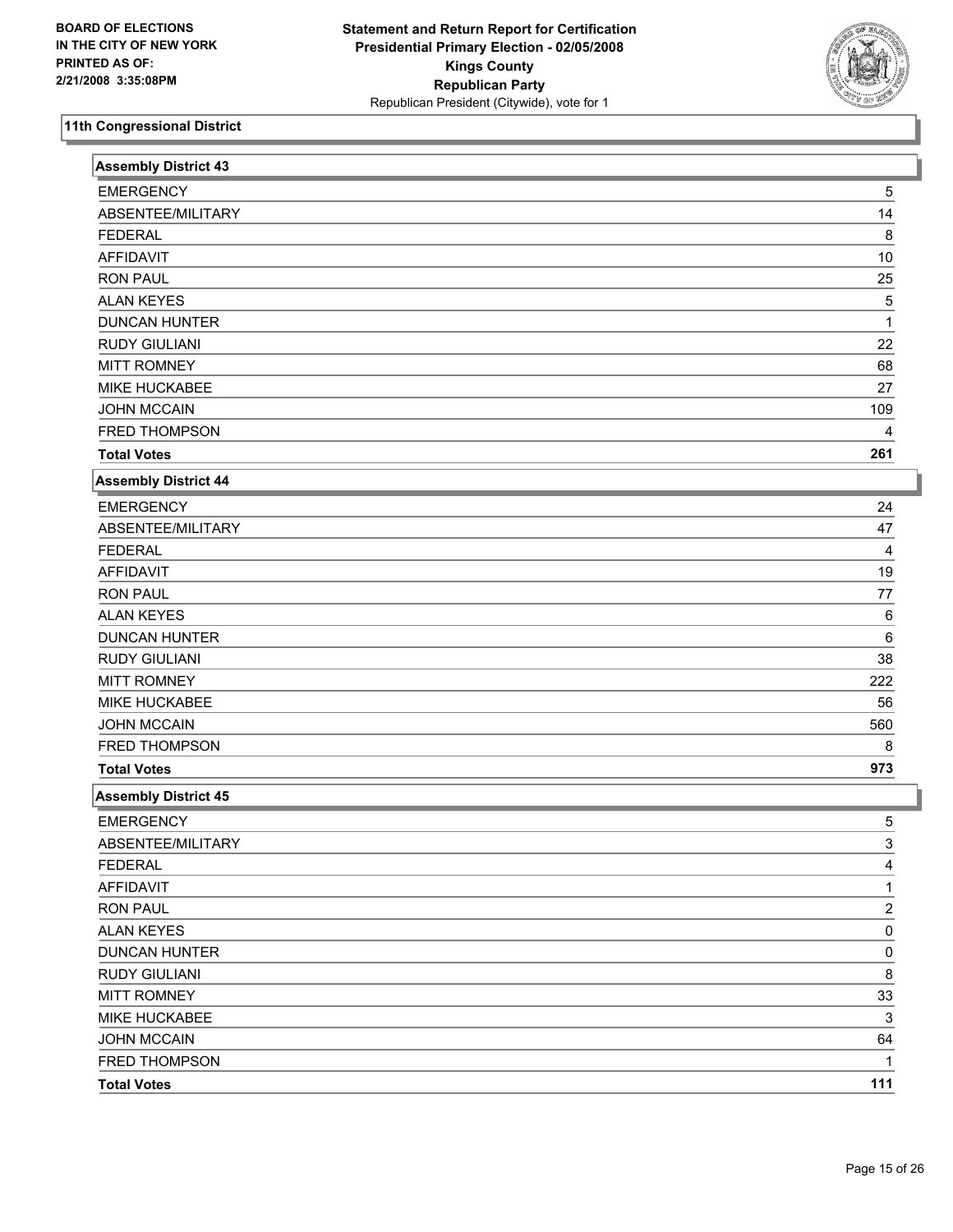BOARD OF ELECTIONS
IN THE CITY OF NEW YORK
PRINTED AS OF:
2/21/2008 3:35:08PM

**Statement and Return Report for Certification**
**Presidential Primary Election - 02/05/2008**
**Kings County**
**Republican Party**
Republican President (Citywide), vote for 1

## 11th Congressional District

### Assembly District 43

| Candidate | Votes |
|---|---|
| EMERGENCY | 5 |
| ABSENTEE/MILITARY | 14 |
| FEDERAL | 8 |
| AFFIDAVIT | 10 |
| RON PAUL | 25 |
| ALAN KEYES | 5 |
| DUNCAN HUNTER | 1 |
| RUDY GIULIANI | 22 |
| MITT ROMNEY | 68 |
| MIKE HUCKABEE | 27 |
| JOHN MCCAIN | 109 |
| FRED THOMPSON | 4 |
| **Total Votes** | **261** |

### Assembly District 44

| Candidate | Votes |
|---|---|
| EMERGENCY | 24 |
| ABSENTEE/MILITARY | 47 |
| FEDERAL | 4 |
| AFFIDAVIT | 19 |
| RON PAUL | 77 |
| ALAN KEYES | 6 |
| DUNCAN HUNTER | 6 |
| RUDY GIULIANI | 38 |
| MITT ROMNEY | 222 |
| MIKE HUCKABEE | 56 |
| JOHN MCCAIN | 560 |
| FRED THOMPSON | 8 |
| **Total Votes** | **973** |

### Assembly District 45

| Candidate | Votes |
|---|---|
| EMERGENCY | 5 |
| ABSENTEE/MILITARY | 3 |
| FEDERAL | 4 |
| AFFIDAVIT | 1 |
| RON PAUL | 2 |
| ALAN KEYES | 0 |
| DUNCAN HUNTER | 0 |
| RUDY GIULIANI | 8 |
| MITT ROMNEY | 33 |
| MIKE HUCKABEE | 3 |
| JOHN MCCAIN | 64 |
| FRED THOMPSON | 1 |
| **Total Votes** | **111** |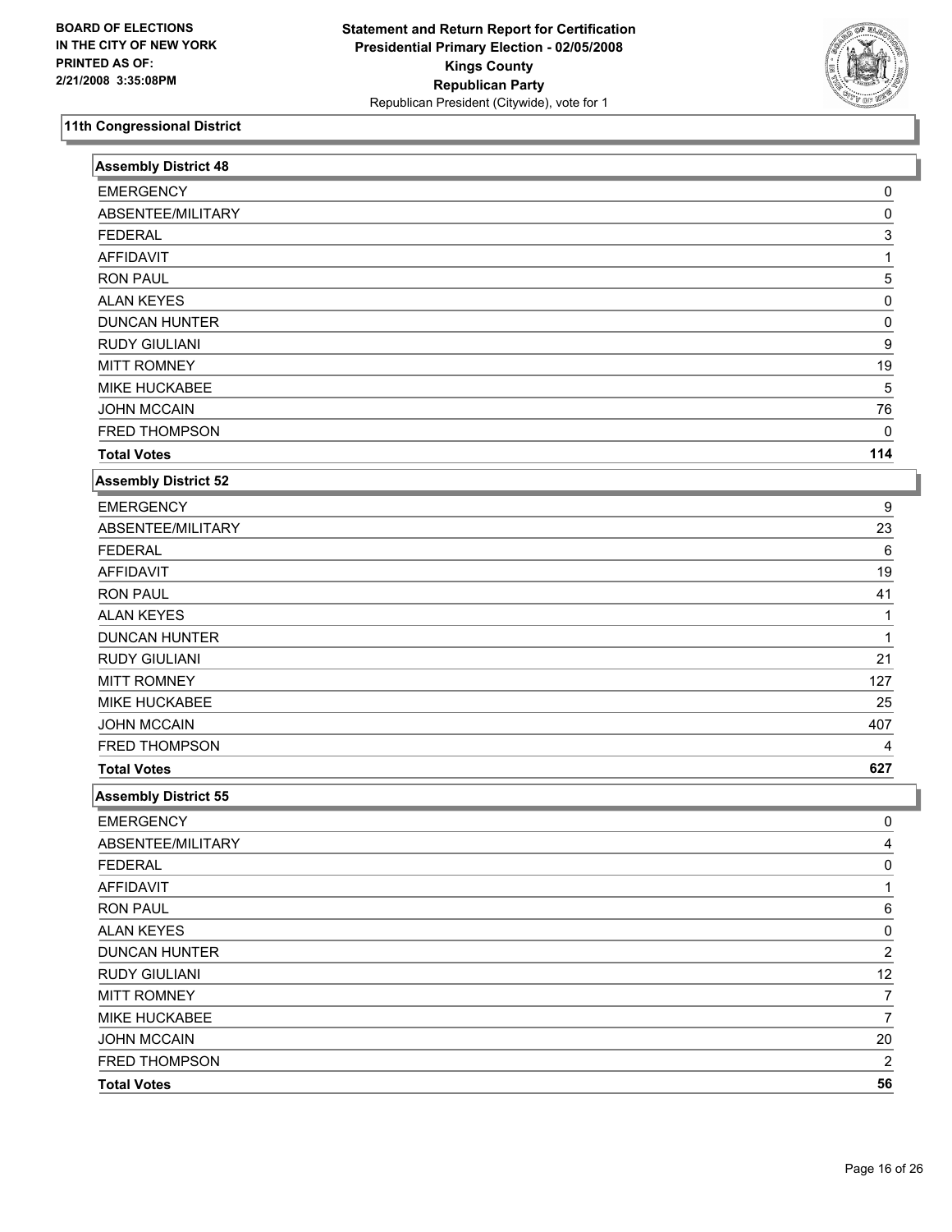**BOARD OF ELECTIONS IN THE CITY OF NEW YORK PRINTED AS OF: 2/21/2008 3:35:08PM**

**Statement and Return Report for Certification Presidential Primary Election - 02/05/2008 Kings County Republican Party**
Republican President (Citywide), vote for 1

## 11th Congressional District

### Assembly District 48

| | |
|---|---|
| EMERGENCY | 0 |
| ABSENTEE/MILITARY | 0 |
| FEDERAL | 3 |
| AFFIDAVIT | 1 |
| RON PAUL | 5 |
| ALAN KEYES | 0 |
| DUNCAN HUNTER | 0 |
| RUDY GIULIANI | 9 |
| MITT ROMNEY | 19 |
| MIKE HUCKABEE | 5 |
| JOHN MCCAIN | 76 |
| FRED THOMPSON | 0 |
| **Total Votes** | **114** |

### Assembly District 52

| | |
|---|---|
| EMERGENCY | 9 |
| ABSENTEE/MILITARY | 23 |
| FEDERAL | 6 |
| AFFIDAVIT | 19 |
| RON PAUL | 41 |
| ALAN KEYES | 1 |
| DUNCAN HUNTER | 1 |
| RUDY GIULIANI | 21 |
| MITT ROMNEY | 127 |
| MIKE HUCKABEE | 25 |
| JOHN MCCAIN | 407 |
| FRED THOMPSON | 4 |
| **Total Votes** | **627** |

### Assembly District 55

| | |
|---|---|
| EMERGENCY | 0 |
| ABSENTEE/MILITARY | 4 |
| FEDERAL | 0 |
| AFFIDAVIT | 1 |
| RON PAUL | 6 |
| ALAN KEYES | 0 |
| DUNCAN HUNTER | 2 |
| RUDY GIULIANI | 12 |
| MITT ROMNEY | 7 |
| MIKE HUCKABEE | 7 |
| JOHN MCCAIN | 20 |
| FRED THOMPSON | 2 |
| **Total Votes** | **56** |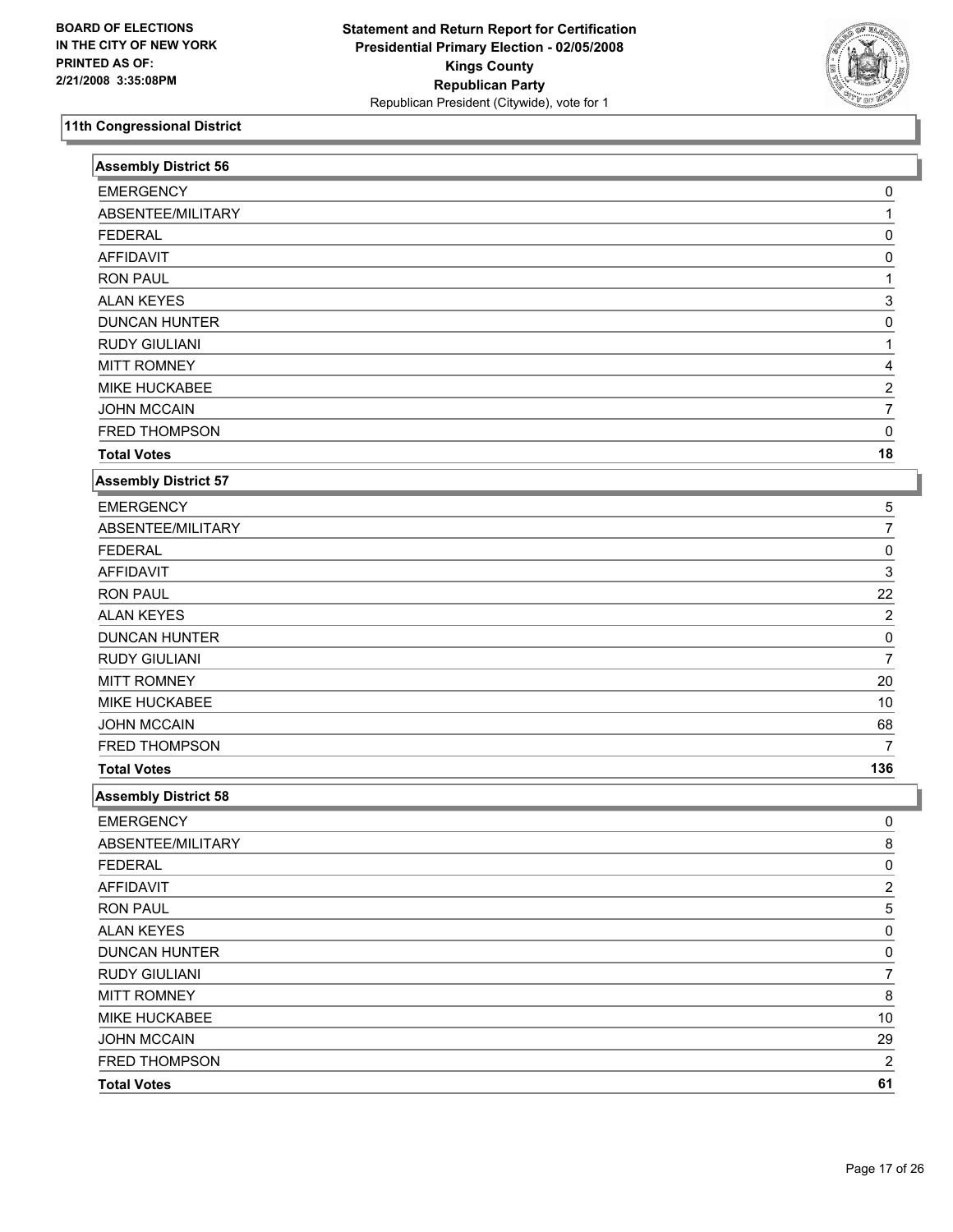BOARD OF ELECTIONS
IN THE CITY OF NEW YORK
PRINTED AS OF:
2/21/2008 3:35:08PM

**Statement and Return Report for Certification**
**Presidential Primary Election - 02/05/2008**
**Kings County**
**Republican Party**
Republican President (Citywide), vote for 1

## 11th Congressional District

### Assembly District 56

| | |
|---|---|
| EMERGENCY | 0 |
| ABSENTEE/MILITARY | 1 |
| FEDERAL | 0 |
| AFFIDAVIT | 0 |
| RON PAUL | 1 |
| ALAN KEYES | 3 |
| DUNCAN HUNTER | 0 |
| RUDY GIULIANI | 1 |
| MITT ROMNEY | 4 |
| MIKE HUCKABEE | 2 |
| JOHN MCCAIN | 7 |
| FRED THOMPSON | 0 |
| **Total Votes** | **18** |

### Assembly District 57

| | |
|---|---|
| EMERGENCY | 5 |
| ABSENTEE/MILITARY | 7 |
| FEDERAL | 0 |
| AFFIDAVIT | 3 |
| RON PAUL | 22 |
| ALAN KEYES | 2 |
| DUNCAN HUNTER | 0 |
| RUDY GIULIANI | 7 |
| MITT ROMNEY | 20 |
| MIKE HUCKABEE | 10 |
| JOHN MCCAIN | 68 |
| FRED THOMPSON | 7 |
| **Total Votes** | **136** |

### Assembly District 58

| | |
|---|---|
| EMERGENCY | 0 |
| ABSENTEE/MILITARY | 8 |
| FEDERAL | 0 |
| AFFIDAVIT | 2 |
| RON PAUL | 5 |
| ALAN KEYES | 0 |
| DUNCAN HUNTER | 0 |
| RUDY GIULIANI | 7 |
| MITT ROMNEY | 8 |
| MIKE HUCKABEE | 10 |
| JOHN MCCAIN | 29 |
| FRED THOMPSON | 2 |
| **Total Votes** | **61** |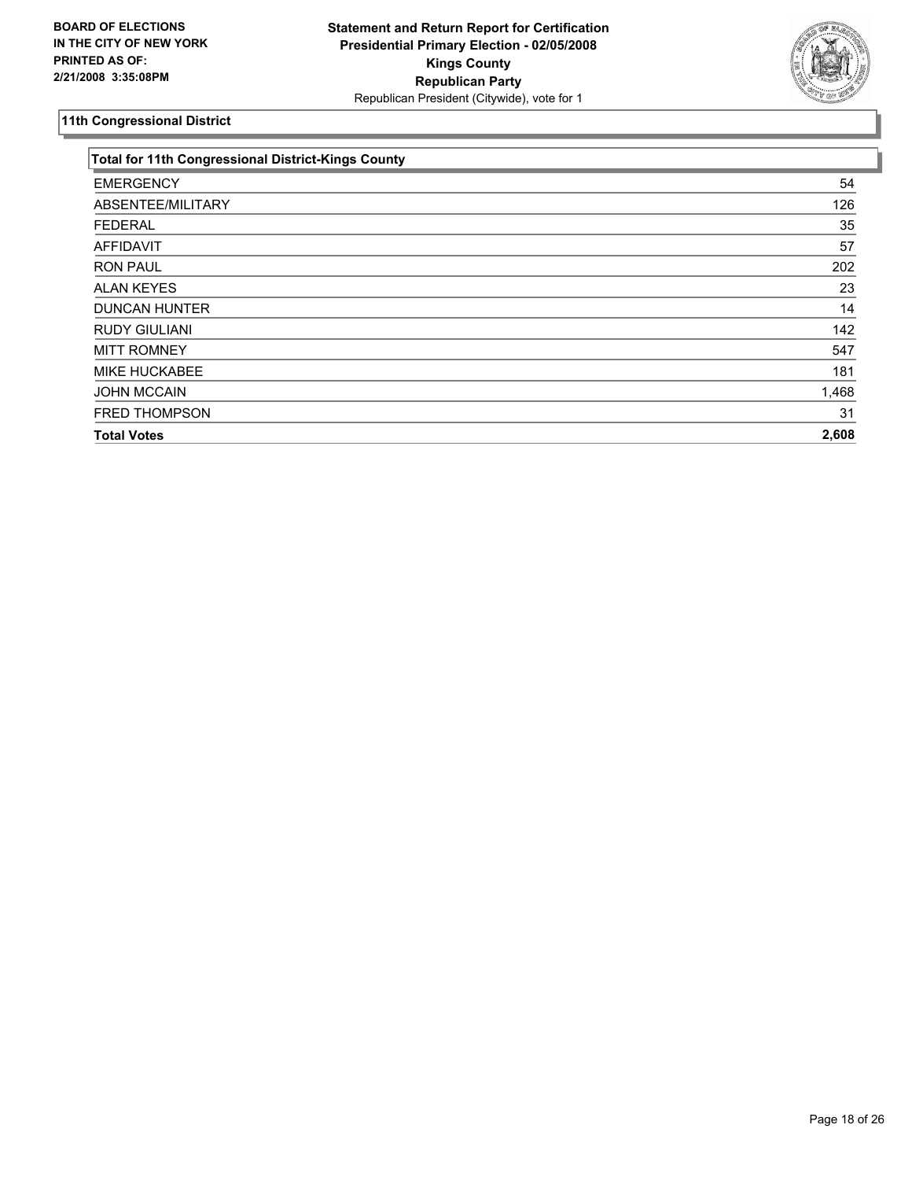**BOARD OF ELECTIONS IN THE CITY OF NEW YORK PRINTED AS OF: 2/21/2008 3:35:08PM**

**Statement and Return Report for Certification**
**Presidential Primary Election - 02/05/2008**
**Kings County**
**Republican Party**
Republican President (Citywide), vote for 1

## 11th Congressional District

| Total for 11th Congressional District-Kings County | |
|---|---|
| EMERGENCY | 54 |
| ABSENTEE/MILITARY | 126 |
| FEDERAL | 35 |
| AFFIDAVIT | 57 |
| RON PAUL | 202 |
| ALAN KEYES | 23 |
| DUNCAN HUNTER | 14 |
| RUDY GIULIANI | 142 |
| MITT ROMNEY | 547 |
| MIKE HUCKABEE | 181 |
| JOHN MCCAIN | 1,468 |
| FRED THOMPSON | 31 |
| **Total Votes** | **2,608** |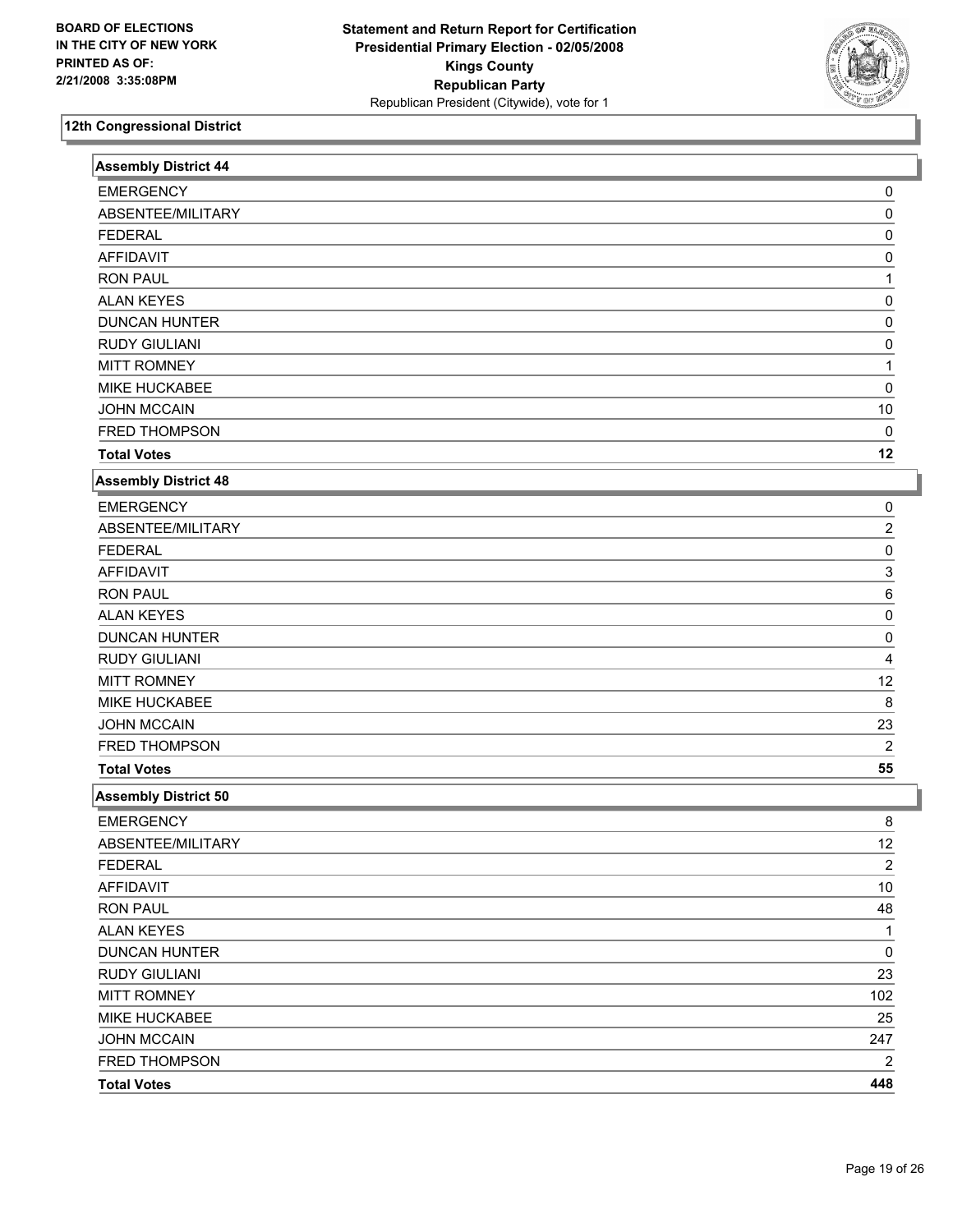**BOARD OF ELECTIONS IN THE CITY OF NEW YORK PRINTED AS OF: 2/21/2008 3:35:08PM**

**Statement and Return Report for Certification**
**Presidential Primary Election - 02/05/2008**
**Kings County**
**Republican Party**
Republican President (Citywide), vote for 1

## 12th Congressional District

### Assembly District 44

| | |
|---|---|
| EMERGENCY | 0 |
| ABSENTEE/MILITARY | 0 |
| FEDERAL | 0 |
| AFFIDAVIT | 0 |
| RON PAUL | 1 |
| ALAN KEYES | 0 |
| DUNCAN HUNTER | 0 |
| RUDY GIULIANI | 0 |
| MITT ROMNEY | 1 |
| MIKE HUCKABEE | 0 |
| JOHN MCCAIN | 10 |
| FRED THOMPSON | 0 |
| **Total Votes** | **12** |

### Assembly District 48

| | |
|---|---|
| EMERGENCY | 0 |
| ABSENTEE/MILITARY | 2 |
| FEDERAL | 0 |
| AFFIDAVIT | 3 |
| RON PAUL | 6 |
| ALAN KEYES | 0 |
| DUNCAN HUNTER | 0 |
| RUDY GIULIANI | 4 |
| MITT ROMNEY | 12 |
| MIKE HUCKABEE | 8 |
| JOHN MCCAIN | 23 |
| FRED THOMPSON | 2 |
| **Total Votes** | **55** |

### Assembly District 50

| | |
|---|---|
| EMERGENCY | 8 |
| ABSENTEE/MILITARY | 12 |
| FEDERAL | 2 |
| AFFIDAVIT | 10 |
| RON PAUL | 48 |
| ALAN KEYES | 1 |
| DUNCAN HUNTER | 0 |
| RUDY GIULIANI | 23 |
| MITT ROMNEY | 102 |
| MIKE HUCKABEE | 25 |
| JOHN MCCAIN | 247 |
| FRED THOMPSON | 2 |
| **Total Votes** | **448** |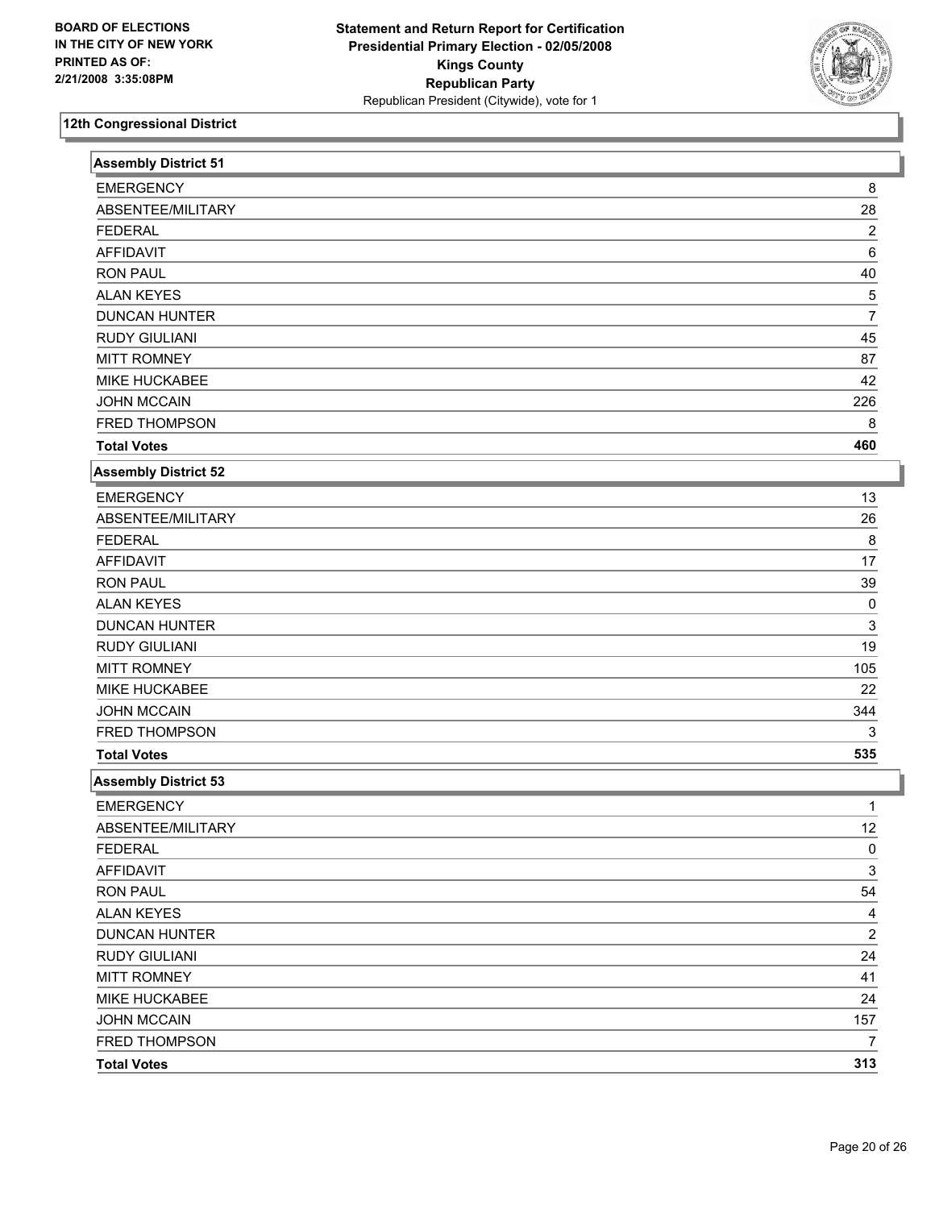BOARD OF ELECTIONS IN THE CITY OF NEW YORK PRINTED AS OF: 2/21/2008 3:35:08PM

**Statement and Return Report for Certification**
**Presidential Primary Election - 02/05/2008**
**Kings County**
**Republican Party**
Republican President (Citywide), vote for 1

## 12th Congressional District

### Assembly District 51

| | |
|---|---|
| EMERGENCY | 8 |
| ABSENTEE/MILITARY | 28 |
| FEDERAL | 2 |
| AFFIDAVIT | 6 |
| RON PAUL | 40 |
| ALAN KEYES | 5 |
| DUNCAN HUNTER | 7 |
| RUDY GIULIANI | 45 |
| MITT ROMNEY | 87 |
| MIKE HUCKABEE | 42 |
| JOHN MCCAIN | 226 |
| FRED THOMPSON | 8 |
| **Total Votes** | **460** |

### Assembly District 52

| | |
|---|---|
| EMERGENCY | 13 |
| ABSENTEE/MILITARY | 26 |
| FEDERAL | 8 |
| AFFIDAVIT | 17 |
| RON PAUL | 39 |
| ALAN KEYES | 0 |
| DUNCAN HUNTER | 3 |
| RUDY GIULIANI | 19 |
| MITT ROMNEY | 105 |
| MIKE HUCKABEE | 22 |
| JOHN MCCAIN | 344 |
| FRED THOMPSON | 3 |
| **Total Votes** | **535** |

### Assembly District 53

| | |
|---|---|
| EMERGENCY | 1 |
| ABSENTEE/MILITARY | 12 |
| FEDERAL | 0 |
| AFFIDAVIT | 3 |
| RON PAUL | 54 |
| ALAN KEYES | 4 |
| DUNCAN HUNTER | 2 |
| RUDY GIULIANI | 24 |
| MITT ROMNEY | 41 |
| MIKE HUCKABEE | 24 |
| JOHN MCCAIN | 157 |
| FRED THOMPSON | 7 |
| **Total Votes** | **313** |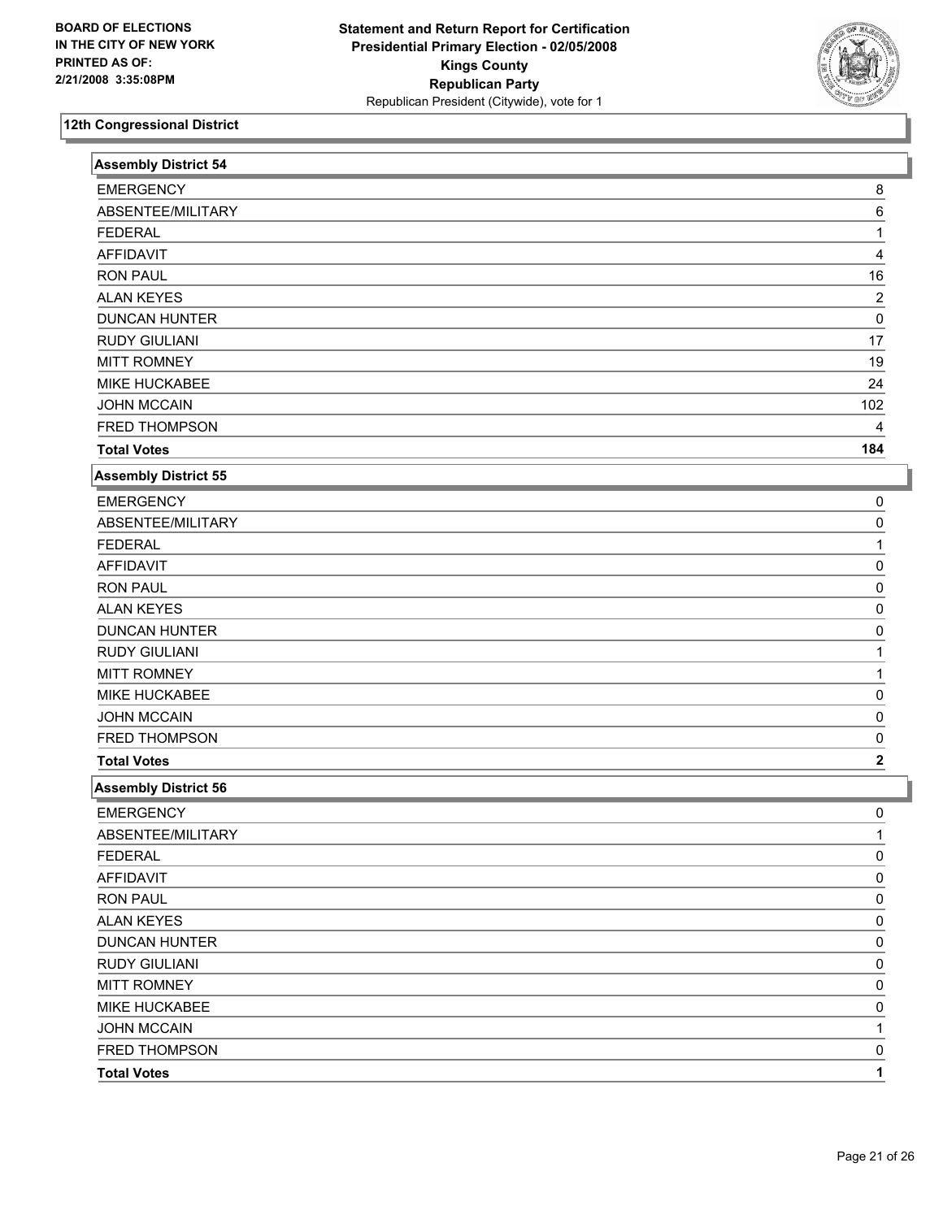BOARD OF ELECTIONS
IN THE CITY OF NEW YORK
PRINTED AS OF:
2/21/2008 3:35:08PM

**Statement and Return Report for Certification**
**Presidential Primary Election - 02/05/2008**
**Kings County**
**Republican Party**
Republican President (Citywide), vote for 1

## 12th Congressional District

### Assembly District 54

| | |
|---|---|
| EMERGENCY | 8 |
| ABSENTEE/MILITARY | 6 |
| FEDERAL | 1 |
| AFFIDAVIT | 4 |
| RON PAUL | 16 |
| ALAN KEYES | 2 |
| DUNCAN HUNTER | 0 |
| RUDY GIULIANI | 17 |
| MITT ROMNEY | 19 |
| MIKE HUCKABEE | 24 |
| JOHN MCCAIN | 102 |
| FRED THOMPSON | 4 |
| **Total Votes** | **184** |

### Assembly District 55

| | |
|---|---|
| EMERGENCY | 0 |
| ABSENTEE/MILITARY | 0 |
| FEDERAL | 1 |
| AFFIDAVIT | 0 |
| RON PAUL | 0 |
| ALAN KEYES | 0 |
| DUNCAN HUNTER | 0 |
| RUDY GIULIANI | 1 |
| MITT ROMNEY | 1 |
| MIKE HUCKABEE | 0 |
| JOHN MCCAIN | 0 |
| FRED THOMPSON | 0 |
| **Total Votes** | **2** |

### Assembly District 56

| | |
|---|---|
| EMERGENCY | 0 |
| ABSENTEE/MILITARY | 1 |
| FEDERAL | 0 |
| AFFIDAVIT | 0 |
| RON PAUL | 0 |
| ALAN KEYES | 0 |
| DUNCAN HUNTER | 0 |
| RUDY GIULIANI | 0 |
| MITT ROMNEY | 0 |
| MIKE HUCKABEE | 0 |
| JOHN MCCAIN | 1 |
| FRED THOMPSON | 0 |
| **Total Votes** | **1** |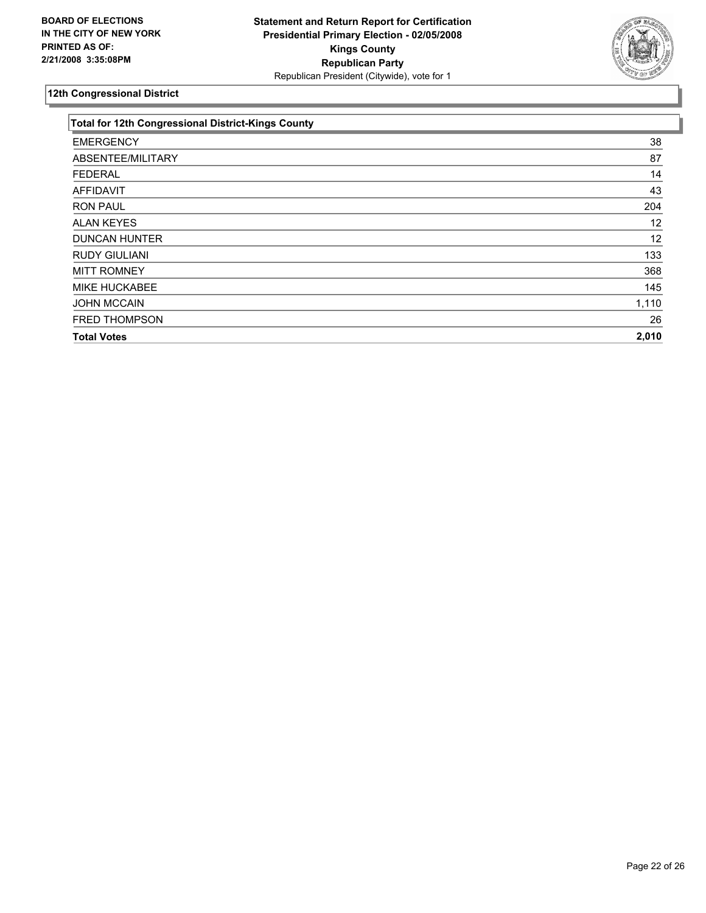BOARD OF ELECTIONS
IN THE CITY OF NEW YORK
PRINTED AS OF:
2/21/2008 3:35:08PM

**Statement and Return Report for Certification**
**Presidential Primary Election - 02/05/2008**
**Kings County**
**Republican Party**
Republican President (Citywide), vote for 1

## 12th Congressional District

| Total for 12th Congressional District-Kings County | |
|---|---|
| EMERGENCY | 38 |
| ABSENTEE/MILITARY | 87 |
| FEDERAL | 14 |
| AFFIDAVIT | 43 |
| RON PAUL | 204 |
| ALAN KEYES | 12 |
| DUNCAN HUNTER | 12 |
| RUDY GIULIANI | 133 |
| MITT ROMNEY | 368 |
| MIKE HUCKABEE | 145 |
| JOHN MCCAIN | 1,110 |
| FRED THOMPSON | 26 |
| **Total Votes** | **2,010** |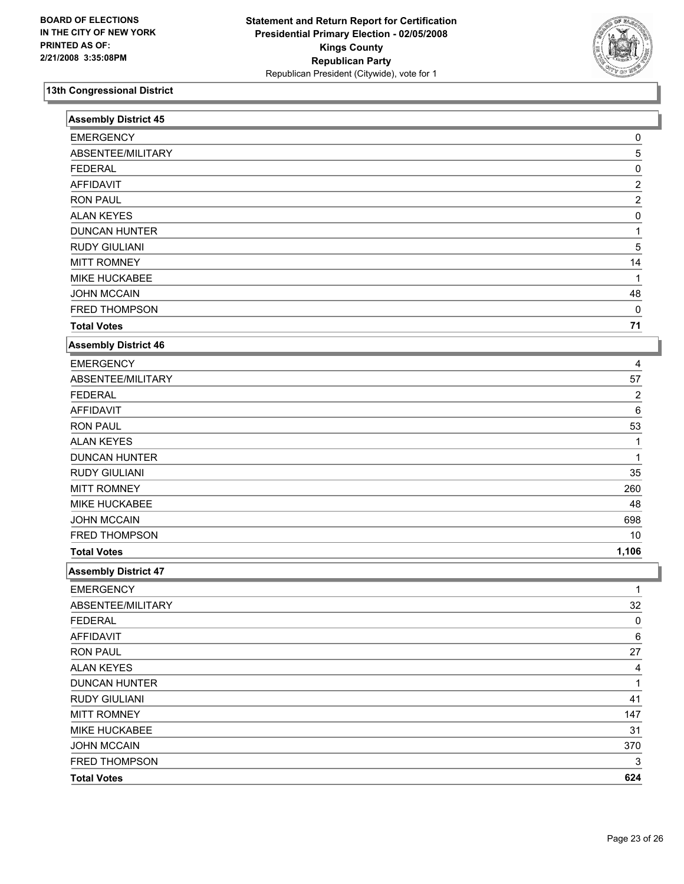BOARD OF ELECTIONS
IN THE CITY OF NEW YORK
PRINTED AS OF:
2/21/2008 3:35:08PM

**Statement and Return Report for Certification**
**Presidential Primary Election - 02/05/2008**
**Kings County**
**Republican Party**
Republican President (Citywide), vote for 1

## 13th Congressional District

### Assembly District 45

| | |
|---|---|
| EMERGENCY | 0 |
| ABSENTEE/MILITARY | 5 |
| FEDERAL | 0 |
| AFFIDAVIT | 2 |
| RON PAUL | 2 |
| ALAN KEYES | 0 |
| DUNCAN HUNTER | 1 |
| RUDY GIULIANI | 5 |
| MITT ROMNEY | 14 |
| MIKE HUCKABEE | 1 |
| JOHN MCCAIN | 48 |
| FRED THOMPSON | 0 |
| **Total Votes** | **71** |

### Assembly District 46

| | |
|---|---|
| EMERGENCY | 4 |
| ABSENTEE/MILITARY | 57 |
| FEDERAL | 2 |
| AFFIDAVIT | 6 |
| RON PAUL | 53 |
| ALAN KEYES | 1 |
| DUNCAN HUNTER | 1 |
| RUDY GIULIANI | 35 |
| MITT ROMNEY | 260 |
| MIKE HUCKABEE | 48 |
| JOHN MCCAIN | 698 |
| FRED THOMPSON | 10 |
| **Total Votes** | **1,106** |

### Assembly District 47

| | |
|---|---|
| EMERGENCY | 1 |
| ABSENTEE/MILITARY | 32 |
| FEDERAL | 0 |
| AFFIDAVIT | 6 |
| RON PAUL | 27 |
| ALAN KEYES | 4 |
| DUNCAN HUNTER | 1 |
| RUDY GIULIANI | 41 |
| MITT ROMNEY | 147 |
| MIKE HUCKABEE | 31 |
| JOHN MCCAIN | 370 |
| FRED THOMPSON | 3 |
| **Total Votes** | **624** |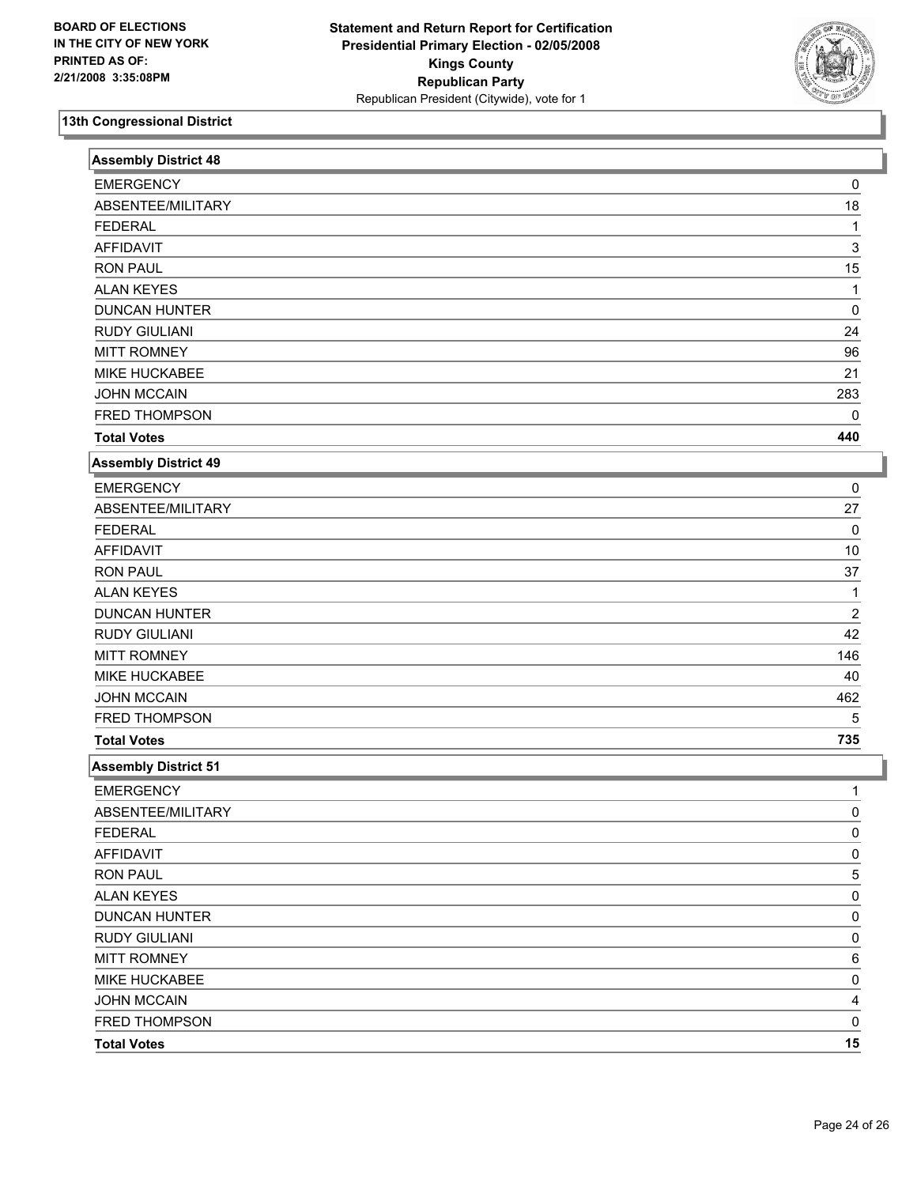**BOARD OF ELECTIONS IN THE CITY OF NEW YORK PRINTED AS OF: 2/21/2008 3:35:08PM**

**Statement and Return Report for Certification Presidential Primary Election - 02/05/2008 Kings County Republican Party**
Republican President (Citywide), vote for 1

## 13th Congressional District

### Assembly District 48

| | |
|---|---|
| EMERGENCY | 0 |
| ABSENTEE/MILITARY | 18 |
| FEDERAL | 1 |
| AFFIDAVIT | 3 |
| RON PAUL | 15 |
| ALAN KEYES | 1 |
| DUNCAN HUNTER | 0 |
| RUDY GIULIANI | 24 |
| MITT ROMNEY | 96 |
| MIKE HUCKABEE | 21 |
| JOHN MCCAIN | 283 |
| FRED THOMPSON | 0 |
| **Total Votes** | **440** |

### Assembly District 49

| | |
|---|---|
| EMERGENCY | 0 |
| ABSENTEE/MILITARY | 27 |
| FEDERAL | 0 |
| AFFIDAVIT | 10 |
| RON PAUL | 37 |
| ALAN KEYES | 1 |
| DUNCAN HUNTER | 2 |
| RUDY GIULIANI | 42 |
| MITT ROMNEY | 146 |
| MIKE HUCKABEE | 40 |
| JOHN MCCAIN | 462 |
| FRED THOMPSON | 5 |
| **Total Votes** | **735** |

### Assembly District 51

| | |
|---|---|
| EMERGENCY | 1 |
| ABSENTEE/MILITARY | 0 |
| FEDERAL | 0 |
| AFFIDAVIT | 0 |
| RON PAUL | 5 |
| ALAN KEYES | 0 |
| DUNCAN HUNTER | 0 |
| RUDY GIULIANI | 0 |
| MITT ROMNEY | 6 |
| MIKE HUCKABEE | 0 |
| JOHN MCCAIN | 4 |
| FRED THOMPSON | 0 |
| **Total Votes** | **15** |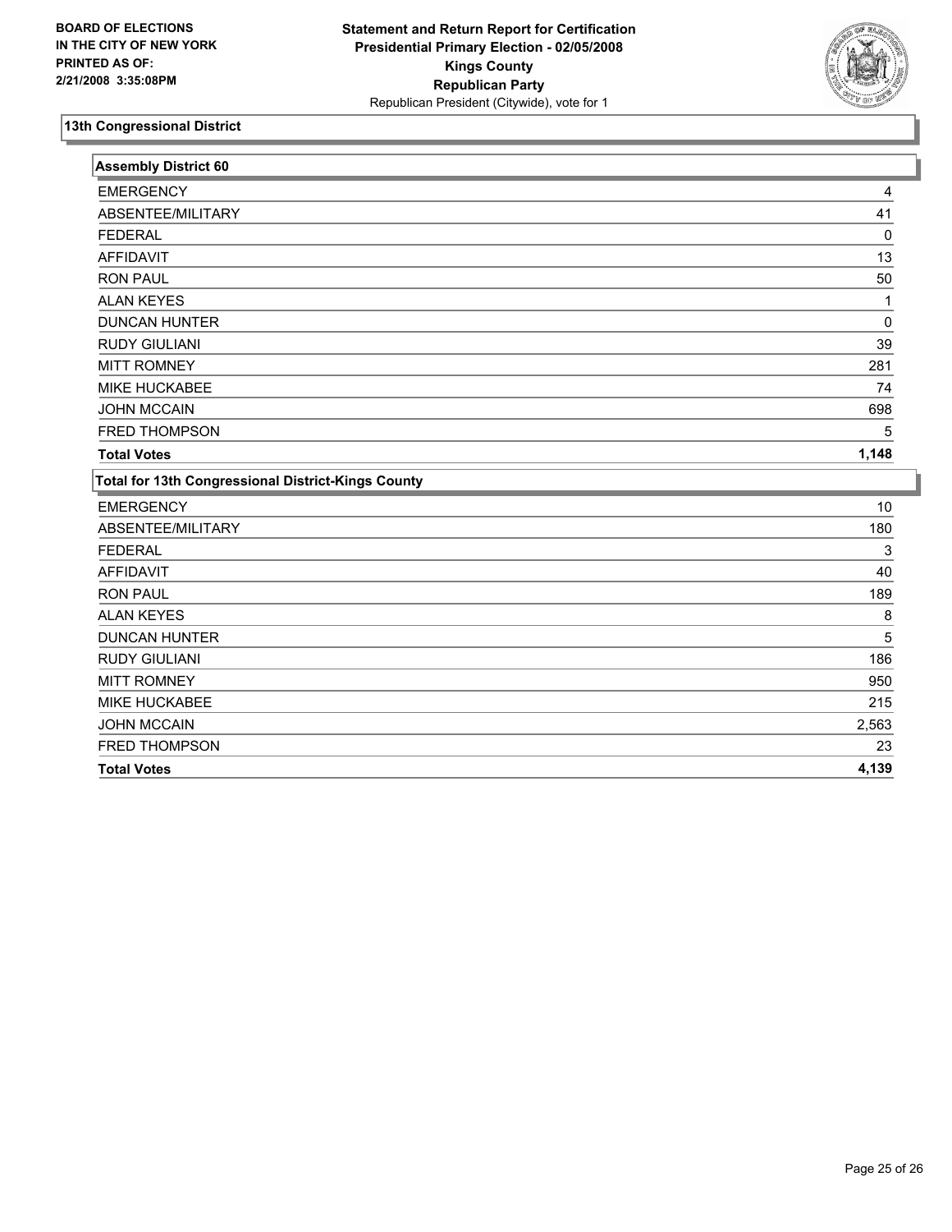**BOARD OF ELECTIONS IN THE CITY OF NEW YORK PRINTED AS OF: 2/21/2008 3:35:08PM**

**Statement and Return Report for Certification Presidential Primary Election - 02/05/2008 Kings County Republican Party**

Republican President (Citywide), vote for 1

## 13th Congressional District

### Assembly District 60

| Candidate | Votes |
|---|---|
| EMERGENCY | 4 |
| ABSENTEE/MILITARY | 41 |
| FEDERAL | 0 |
| AFFIDAVIT | 13 |
| RON PAUL | 50 |
| ALAN KEYES | 1 |
| DUNCAN HUNTER | 0 |
| RUDY GIULIANI | 39 |
| MITT ROMNEY | 281 |
| MIKE HUCKABEE | 74 |
| JOHN MCCAIN | 698 |
| FRED THOMPSON | 5 |
| **Total Votes** | **1,148** |

### Total for 13th Congressional District-Kings County

| Candidate | Votes |
|---|---|
| EMERGENCY | 10 |
| ABSENTEE/MILITARY | 180 |
| FEDERAL | 3 |
| AFFIDAVIT | 40 |
| RON PAUL | 189 |
| ALAN KEYES | 8 |
| DUNCAN HUNTER | 5 |
| RUDY GIULIANI | 186 |
| MITT ROMNEY | 950 |
| MIKE HUCKABEE | 215 |
| JOHN MCCAIN | 2,563 |
| FRED THOMPSON | 23 |
| **Total Votes** | **4,139** |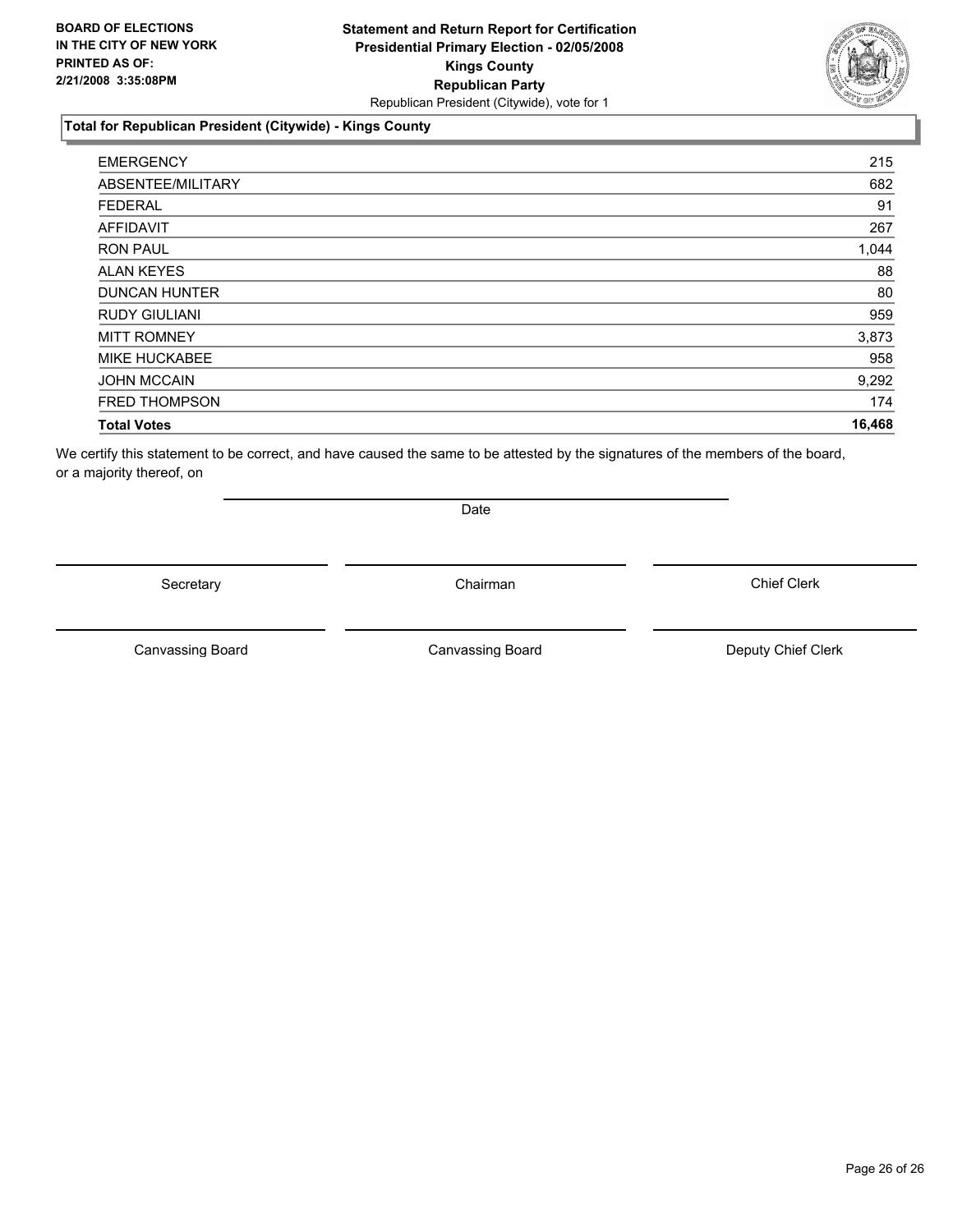**BOARD OF ELECTIONS IN THE CITY OF NEW YORK**
**PRINTED AS OF: 2/21/2008 3:35:08PM**

**Statement and Return Report for Certification**
**Presidential Primary Election - 02/05/2008**
**Kings County**
**Republican Party**
Republican President (Citywide), vote for 1

**Total for Republican President (Citywide) - Kings County**

| | |
|---|---|
| EMERGENCY | 215 |
| ABSENTEE/MILITARY | 682 |
| FEDERAL | 91 |
| AFFIDAVIT | 267 |
| RON PAUL | 1,044 |
| ALAN KEYES | 88 |
| DUNCAN HUNTER | 80 |
| RUDY GIULIANI | 959 |
| MITT ROMNEY | 3,873 |
| MIKE HUCKABEE | 958 |
| JOHN MCCAIN | 9,292 |
| FRED THOMPSON | 174 |
| **Total Votes** | **16,468** |

We certify this statement to be correct, and have caused the same to be attested by the signatures of the members of the board, or a majority thereof, on

Date

Secretary | Chairman | Chief Clerk

Canvassing Board | Canvassing Board | Deputy Chief Clerk